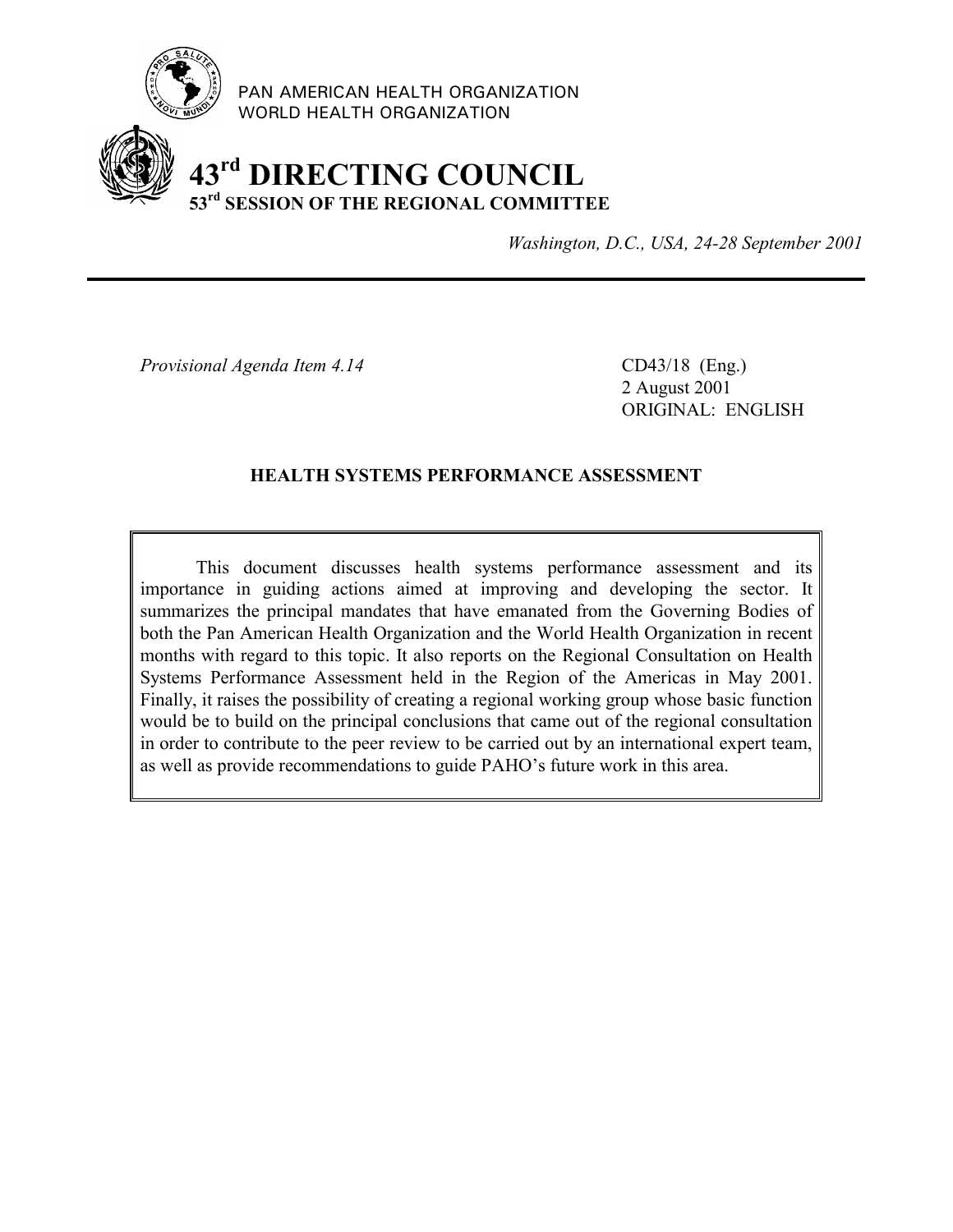PAN AMERICAN HEALTH ORGANIZATION
WORLD HEALTH ORGANIZATION

# 43rd DIRECTING COUNCIL
## 53rd SESSION OF THE REGIONAL COMMITTEE

*Washington, D.C., USA, 24-28 September 2001*

---

*Provisional Agenda Item 4.14*

CD43/18 (Eng.)
2 August 2001
ORIGINAL: ENGLISH

**HEALTH SYSTEMS PERFORMANCE ASSESSMENT**

This document discusses health systems performance assessment and its importance in guiding actions aimed at improving and developing the sector. It summarizes the principal mandates that have emanated from the Governing Bodies of both the Pan American Health Organization and the World Health Organization in recent months with regard to this topic. It also reports on the Regional Consultation on Health Systems Performance Assessment held in the Region of the Americas in May 2001. Finally, it raises the possibility of creating a regional working group whose basic function would be to build on the principal conclusions that came out of the regional consultation in order to contribute to the peer review to be carried out by an international expert team, as well as provide recommendations to guide PAHO's future work in this area.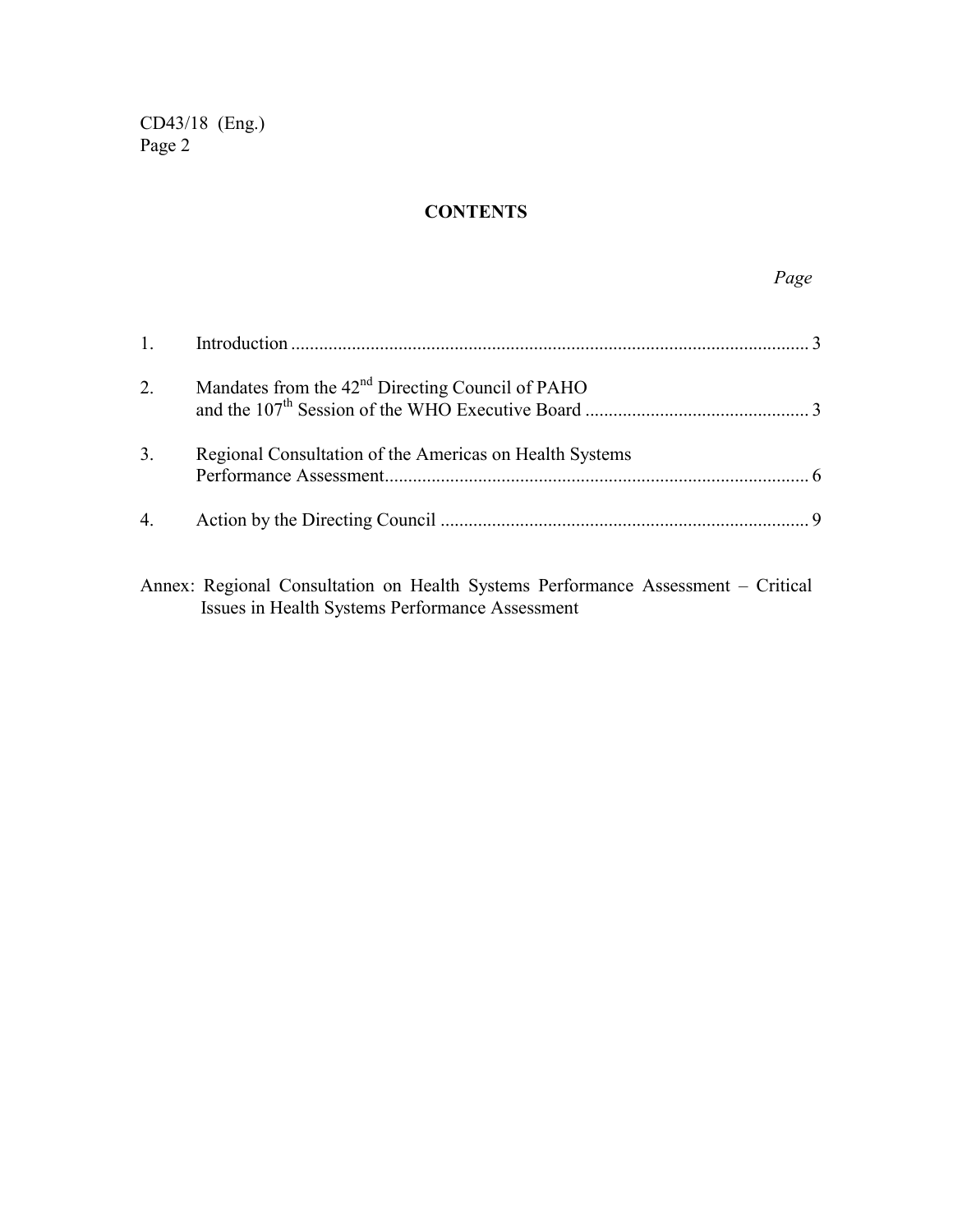# CONTENTS

*Page*

1. Introduction .......................................................................................................... 3

2. Mandates from the 42nd Directing Council of PAHO and the 107th Session of the WHO Executive Board ................................................ 3

3. Regional Consultation of the Americas on Health Systems Performance Assessment............................................................................................ 6

4. Action by the Directing Council ............................................................................... 9

Annex: Regional Consultation on Health Systems Performance Assessment – Critical Issues in Health Systems Performance Assessment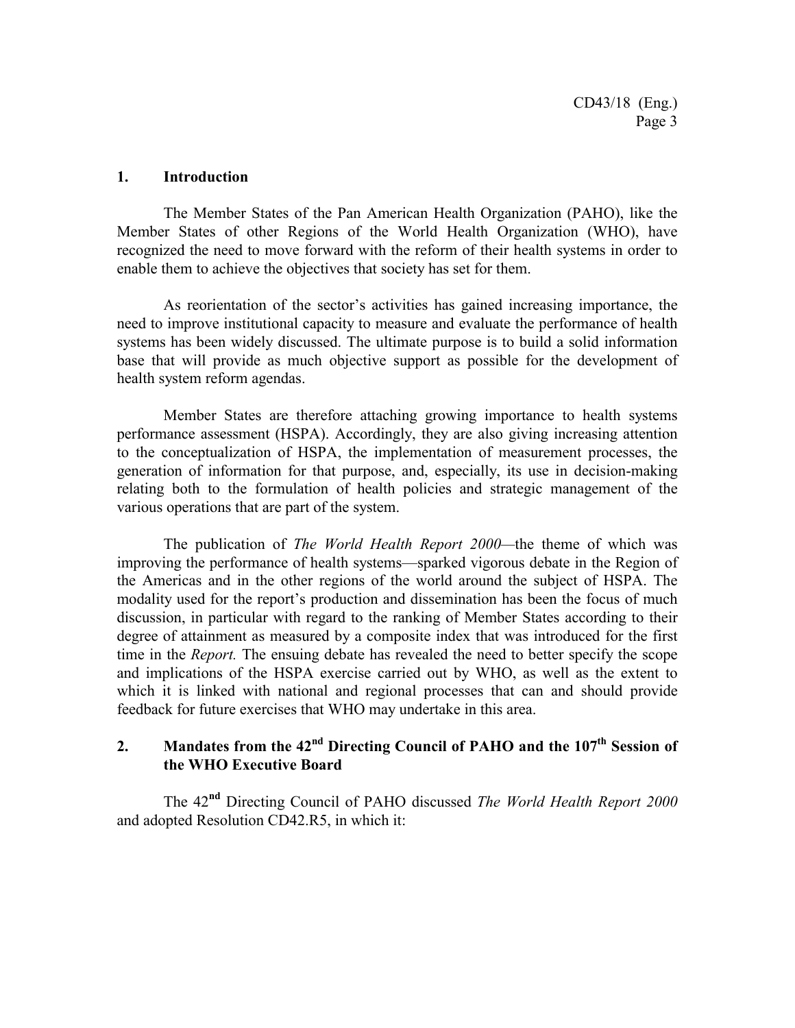## 1. Introduction

The Member States of the Pan American Health Organization (PAHO), like the Member States of other Regions of the World Health Organization (WHO), have recognized the need to move forward with the reform of their health systems in order to enable them to achieve the objectives that society has set for them.

As reorientation of the sector's activities has gained increasing importance, the need to improve institutional capacity to measure and evaluate the performance of health systems has been widely discussed. The ultimate purpose is to build a solid information base that will provide as much objective support as possible for the development of health system reform agendas.

Member States are therefore attaching growing importance to health systems performance assessment (HSPA). Accordingly, they are also giving increasing attention to the conceptualization of HSPA, the implementation of measurement processes, the generation of information for that purpose, and, especially, its use in decision-making relating both to the formulation of health policies and strategic management of the various operations that are part of the system.

The publication of *The World Health Report 2000*—the theme of which was improving the performance of health systems—sparked vigorous debate in the Region of the Americas and in the other regions of the world around the subject of HSPA. The modality used for the report's production and dissemination has been the focus of much discussion, in particular with regard to the ranking of Member States according to their degree of attainment as measured by a composite index that was introduced for the first time in the *Report.* The ensuing debate has revealed the need to better specify the scope and implications of the HSPA exercise carried out by WHO, as well as the extent to which it is linked with national and regional processes that can and should provide feedback for future exercises that WHO may undertake in this area.

## 2. Mandates from the 42nd Directing Council of PAHO and the 107th Session of the WHO Executive Board

The 42nd Directing Council of PAHO discussed *The World Health Report 2000* and adopted Resolution CD42.R5, in which it: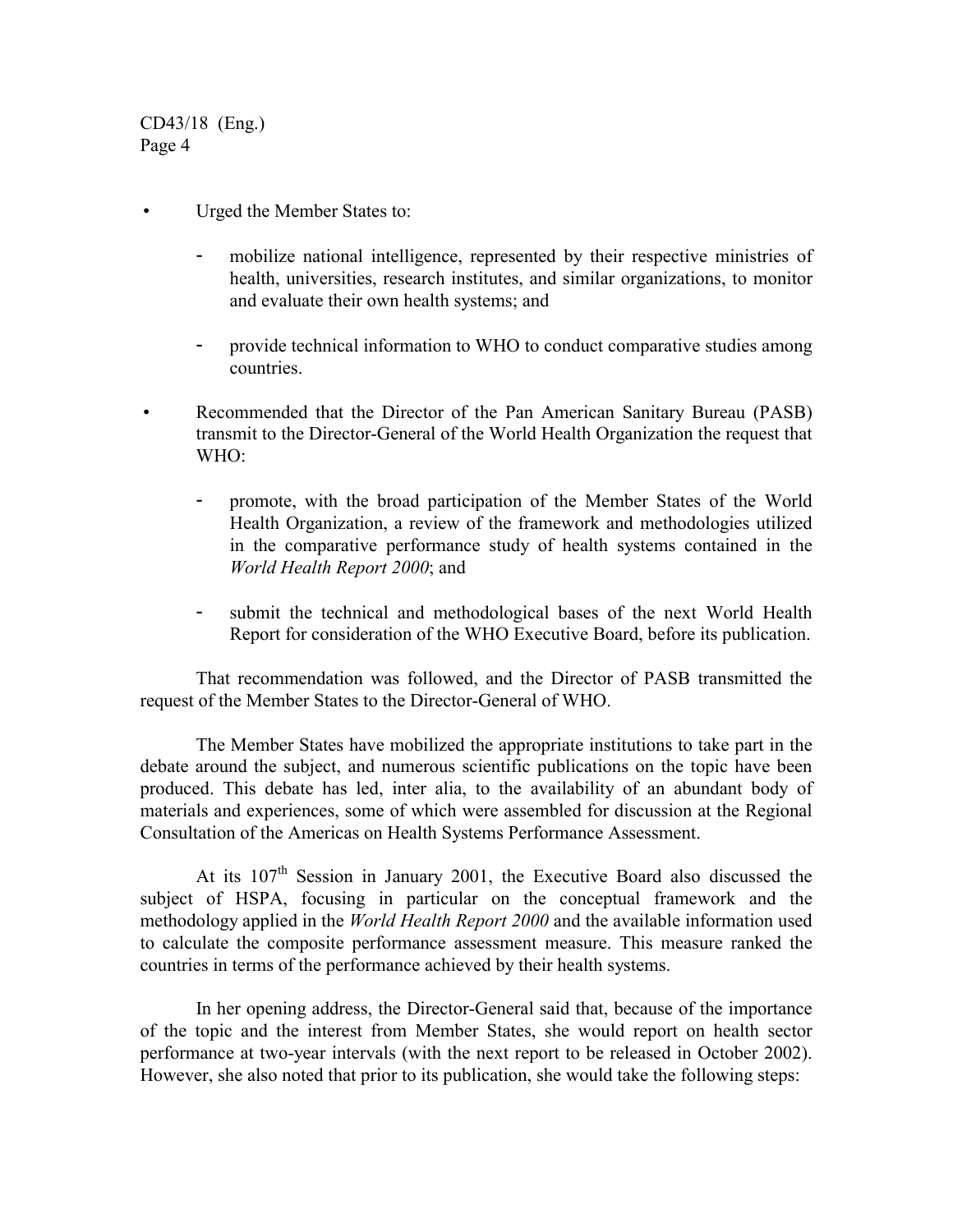- Urged the Member States to:
  - mobilize national intelligence, represented by their respective ministries of health, universities, research institutes, and similar organizations, to monitor and evaluate their own health systems; and
  - provide technical information to WHO to conduct comparative studies among countries.
- Recommended that the Director of the Pan American Sanitary Bureau (PASB) transmit to the Director-General of the World Health Organization the request that WHO:
  - promote, with the broad participation of the Member States of the World Health Organization, a review of the framework and methodologies utilized in the comparative performance study of health systems contained in the *World Health Report 2000*; and
  - submit the technical and methodological bases of the next World Health Report for consideration of the WHO Executive Board, before its publication.

That recommendation was followed, and the Director of PASB transmitted the request of the Member States to the Director-General of WHO.

The Member States have mobilized the appropriate institutions to take part in the debate around the subject, and numerous scientific publications on the topic have been produced. This debate has led, inter alia, to the availability of an abundant body of materials and experiences, some of which were assembled for discussion at the Regional Consultation of the Americas on Health Systems Performance Assessment.

At its 107th Session in January 2001, the Executive Board also discussed the subject of HSPA, focusing in particular on the conceptual framework and the methodology applied in the *World Health Report 2000* and the available information used to calculate the composite performance assessment measure. This measure ranked the countries in terms of the performance achieved by their health systems.

In her opening address, the Director-General said that, because of the importance of the topic and the interest from Member States, she would report on health sector performance at two-year intervals (with the next report to be released in October 2002). However, she also noted that prior to its publication, she would take the following steps: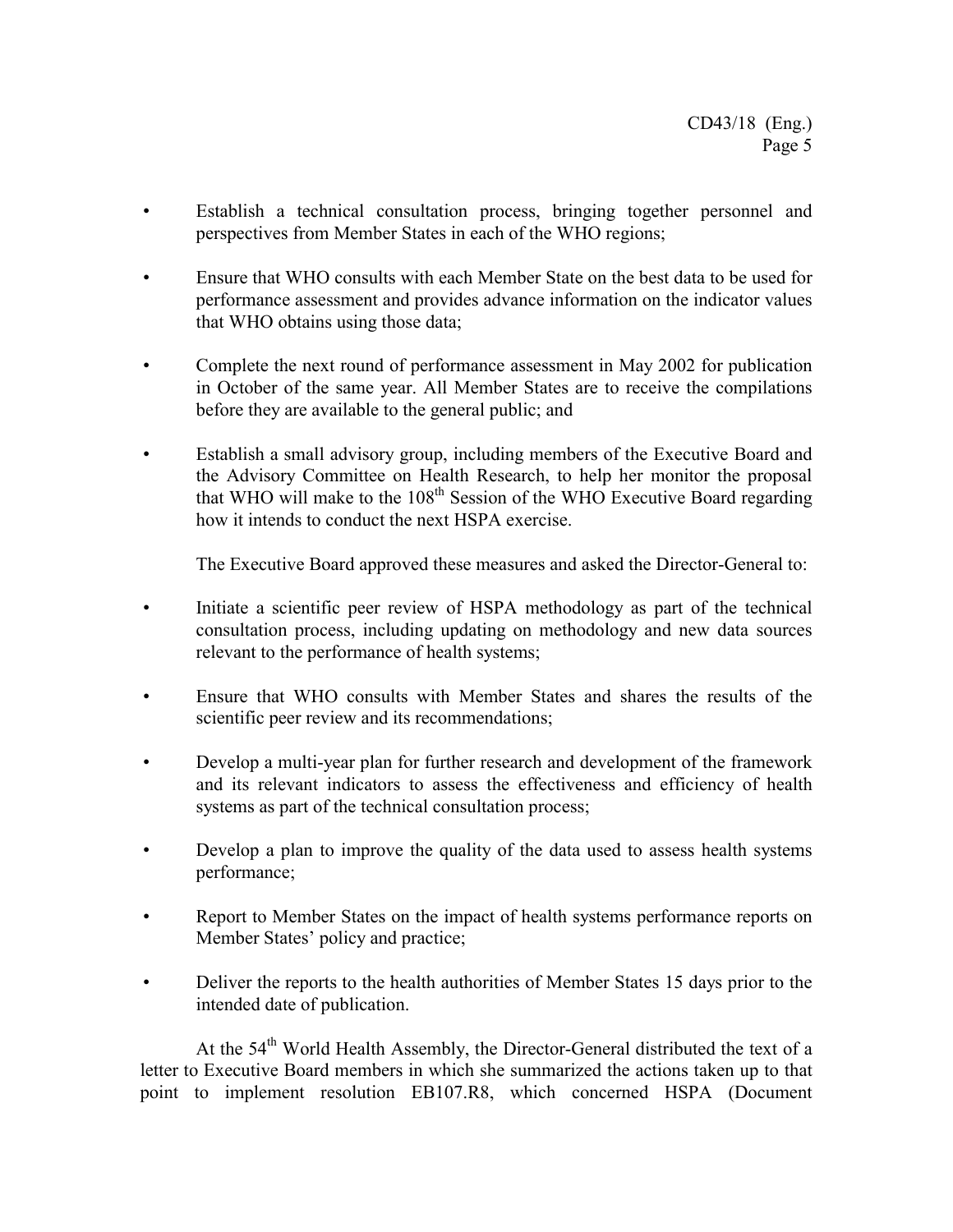- Establish a technical consultation process, bringing together personnel and perspectives from Member States in each of the WHO regions;
- Ensure that WHO consults with each Member State on the best data to be used for performance assessment and provides advance information on the indicator values that WHO obtains using those data;
- Complete the next round of performance assessment in May 2002 for publication in October of the same year. All Member States are to receive the compilations before they are available to the general public; and
- Establish a small advisory group, including members of the Executive Board and the Advisory Committee on Health Research, to help her monitor the proposal that WHO will make to the 108th Session of the WHO Executive Board regarding how it intends to conduct the next HSPA exercise.

The Executive Board approved these measures and asked the Director-General to:

- Initiate a scientific peer review of HSPA methodology as part of the technical consultation process, including updating on methodology and new data sources relevant to the performance of health systems;
- Ensure that WHO consults with Member States and shares the results of the scientific peer review and its recommendations;
- Develop a multi-year plan for further research and development of the framework and its relevant indicators to assess the effectiveness and efficiency of health systems as part of the technical consultation process;
- Develop a plan to improve the quality of the data used to assess health systems performance;
- Report to Member States on the impact of health systems performance reports on Member States' policy and practice;
- Deliver the reports to the health authorities of Member States 15 days prior to the intended date of publication.

At the 54th World Health Assembly, the Director-General distributed the text of a letter to Executive Board members in which she summarized the actions taken up to that point to implement resolution EB107.R8, which concerned HSPA (Document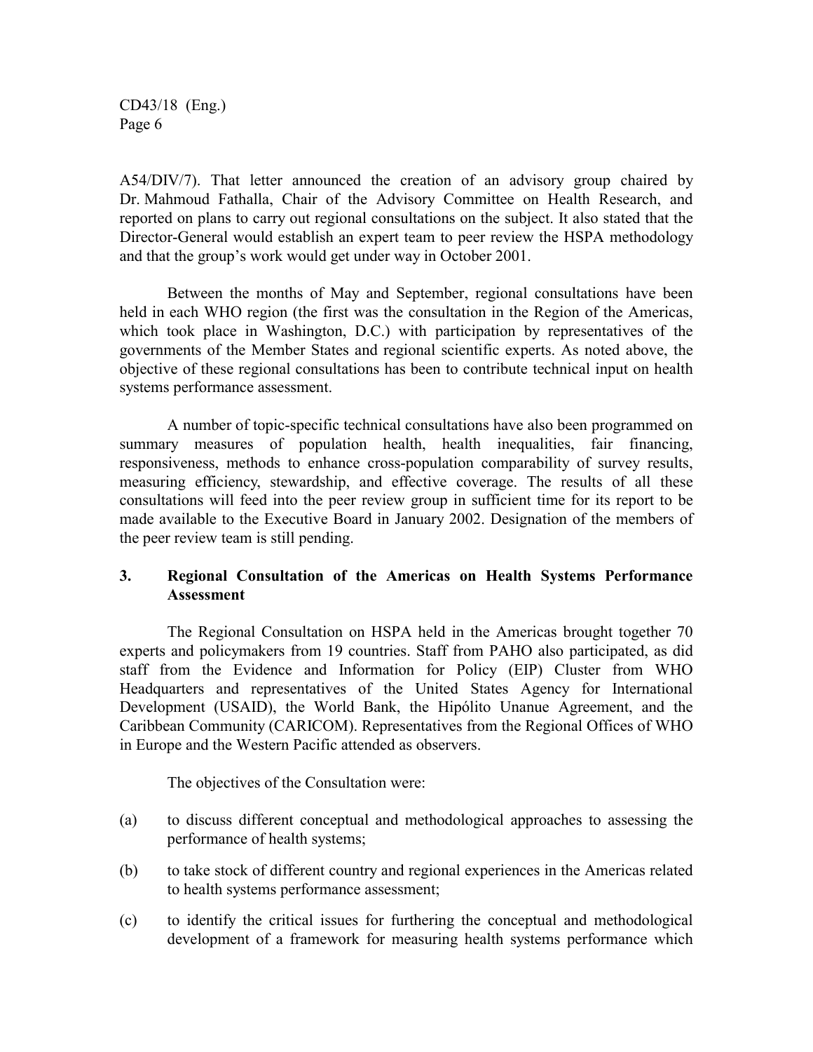A54/DIV/7). That letter announced the creation of an advisory group chaired by Dr. Mahmoud Fathalla, Chair of the Advisory Committee on Health Research, and reported on plans to carry out regional consultations on the subject. It also stated that the Director-General would establish an expert team to peer review the HSPA methodology and that the group's work would get under way in October 2001.

Between the months of May and September, regional consultations have been held in each WHO region (the first was the consultation in the Region of the Americas, which took place in Washington, D.C.) with participation by representatives of the governments of the Member States and regional scientific experts. As noted above, the objective of these regional consultations has been to contribute technical input on health systems performance assessment.

A number of topic-specific technical consultations have also been programmed on summary measures of population health, health inequalities, fair financing, responsiveness, methods to enhance cross-population comparability of survey results, measuring efficiency, stewardship, and effective coverage. The results of all these consultations will feed into the peer review group in sufficient time for its report to be made available to the Executive Board in January 2002. Designation of the members of the peer review team is still pending.

## 3. Regional Consultation of the Americas on Health Systems Performance Assessment

The Regional Consultation on HSPA held in the Americas brought together 70 experts and policymakers from 19 countries. Staff from PAHO also participated, as did staff from the Evidence and Information for Policy (EIP) Cluster from WHO Headquarters and representatives of the United States Agency for International Development (USAID), the World Bank, the Hipólito Unanue Agreement, and the Caribbean Community (CARICOM). Representatives from the Regional Offices of WHO in Europe and the Western Pacific attended as observers.

The objectives of the Consultation were:

(a) to discuss different conceptual and methodological approaches to assessing the performance of health systems;

(b) to take stock of different country and regional experiences in the Americas related to health systems performance assessment;

(c) to identify the critical issues for furthering the conceptual and methodological development of a framework for measuring health systems performance which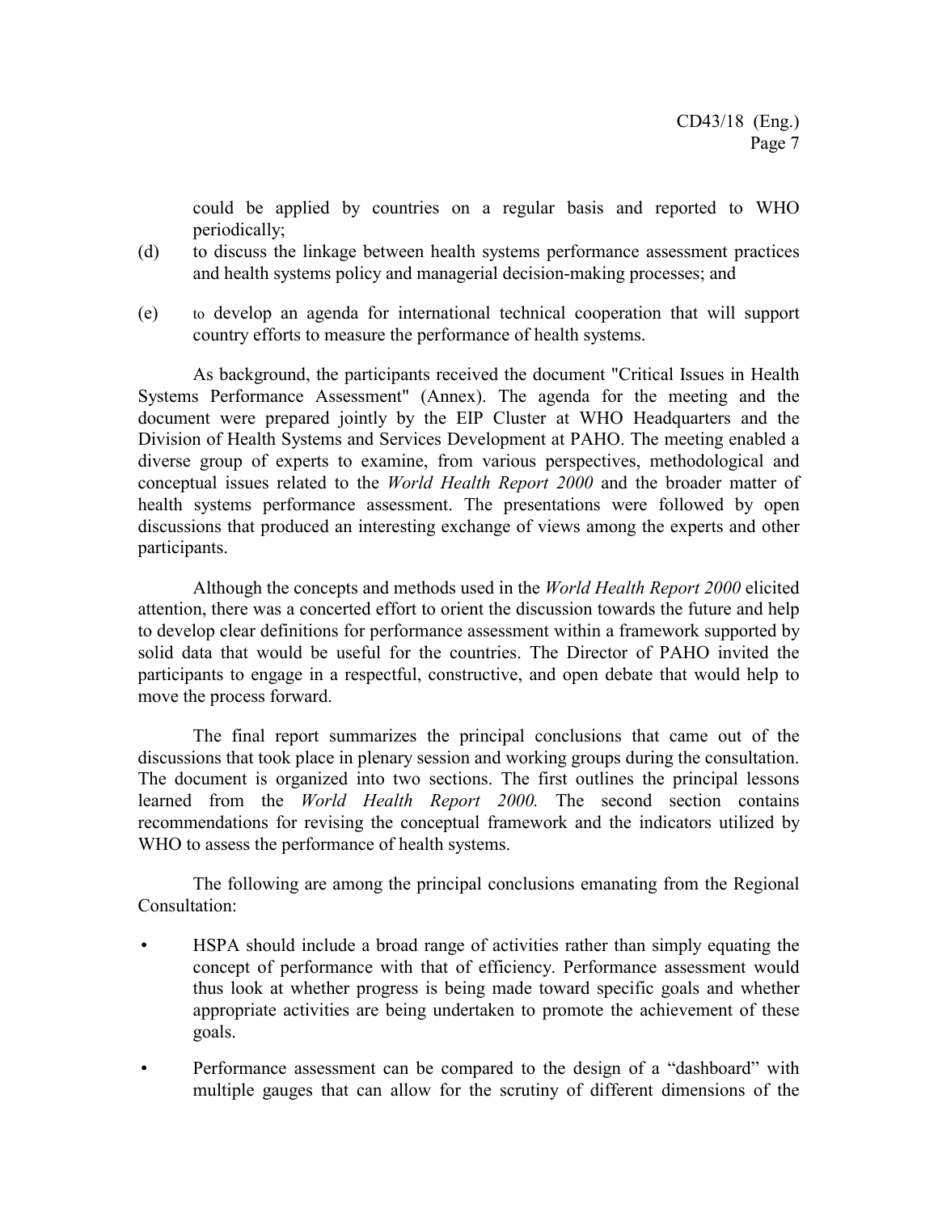could be applied by countries on a regular basis and reported to WHO periodically;

(d) to discuss the linkage between health systems performance assessment practices and health systems policy and managerial decision-making processes; and

(e) to develop an agenda for international technical cooperation that will support country efforts to measure the performance of health systems.

As background, the participants received the document "Critical Issues in Health Systems Performance Assessment" (Annex). The agenda for the meeting and the document were prepared jointly by the EIP Cluster at WHO Headquarters and the Division of Health Systems and Services Development at PAHO. The meeting enabled a diverse group of experts to examine, from various perspectives, methodological and conceptual issues related to the *World Health Report 2000* and the broader matter of health systems performance assessment. The presentations were followed by open discussions that produced an interesting exchange of views among the experts and other participants.

Although the concepts and methods used in the *World Health Report 2000* elicited attention, there was a concerted effort to orient the discussion towards the future and help to develop clear definitions for performance assessment within a framework supported by solid data that would be useful for the countries. The Director of PAHO invited the participants to engage in a respectful, constructive, and open debate that would help to move the process forward.

The final report summarizes the principal conclusions that came out of the discussions that took place in plenary session and working groups during the consultation. The document is organized into two sections. The first outlines the principal lessons learned from the *World Health Report 2000.* The second section contains recommendations for revising the conceptual framework and the indicators utilized by WHO to assess the performance of health systems.

The following are among the principal conclusions emanating from the Regional Consultation:

- HSPA should include a broad range of activities rather than simply equating the concept of performance with that of efficiency. Performance assessment would thus look at whether progress is being made toward specific goals and whether appropriate activities are being undertaken to promote the achievement of these goals.
- Performance assessment can be compared to the design of a "dashboard" with multiple gauges that can allow for the scrutiny of different dimensions of the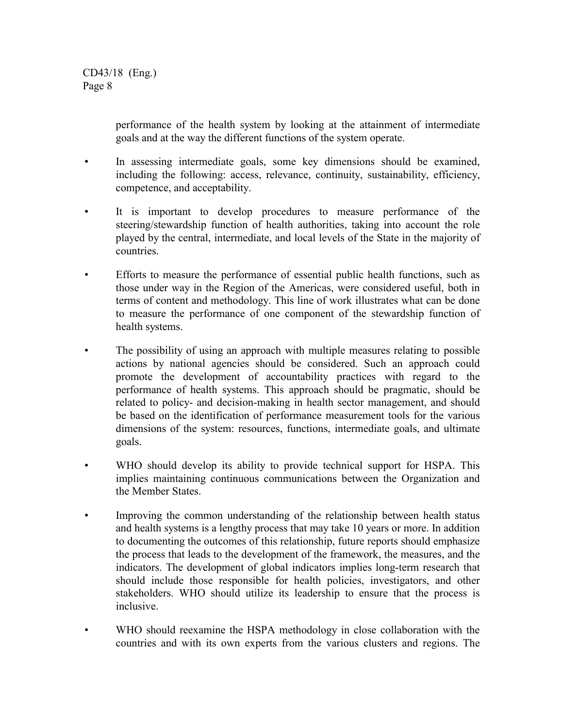performance of the health system by looking at the attainment of intermediate goals and at the way the different functions of the system operate.

- In assessing intermediate goals, some key dimensions should be examined, including the following: access, relevance, continuity, sustainability, efficiency, competence, and acceptability.

- It is important to develop procedures to measure performance of the steering/stewardship function of health authorities, taking into account the role played by the central, intermediate, and local levels of the State in the majority of countries.

- Efforts to measure the performance of essential public health functions, such as those under way in the Region of the Americas, were considered useful, both in terms of content and methodology. This line of work illustrates what can be done to measure the performance of one component of the stewardship function of health systems.

- The possibility of using an approach with multiple measures relating to possible actions by national agencies should be considered. Such an approach could promote the development of accountability practices with regard to the performance of health systems. This approach should be pragmatic, should be related to policy- and decision-making in health sector management, and should be based on the identification of performance measurement tools for the various dimensions of the system: resources, functions, intermediate goals, and ultimate goals.

- WHO should develop its ability to provide technical support for HSPA. This implies maintaining continuous communications between the Organization and the Member States.

- Improving the common understanding of the relationship between health status and health systems is a lengthy process that may take 10 years or more. In addition to documenting the outcomes of this relationship, future reports should emphasize the process that leads to the development of the framework, the measures, and the indicators. The development of global indicators implies long-term research that should include those responsible for health policies, investigators, and other stakeholders. WHO should utilize its leadership to ensure that the process is inclusive.

- WHO should reexamine the HSPA methodology in close collaboration with the countries and with its own experts from the various clusters and regions. The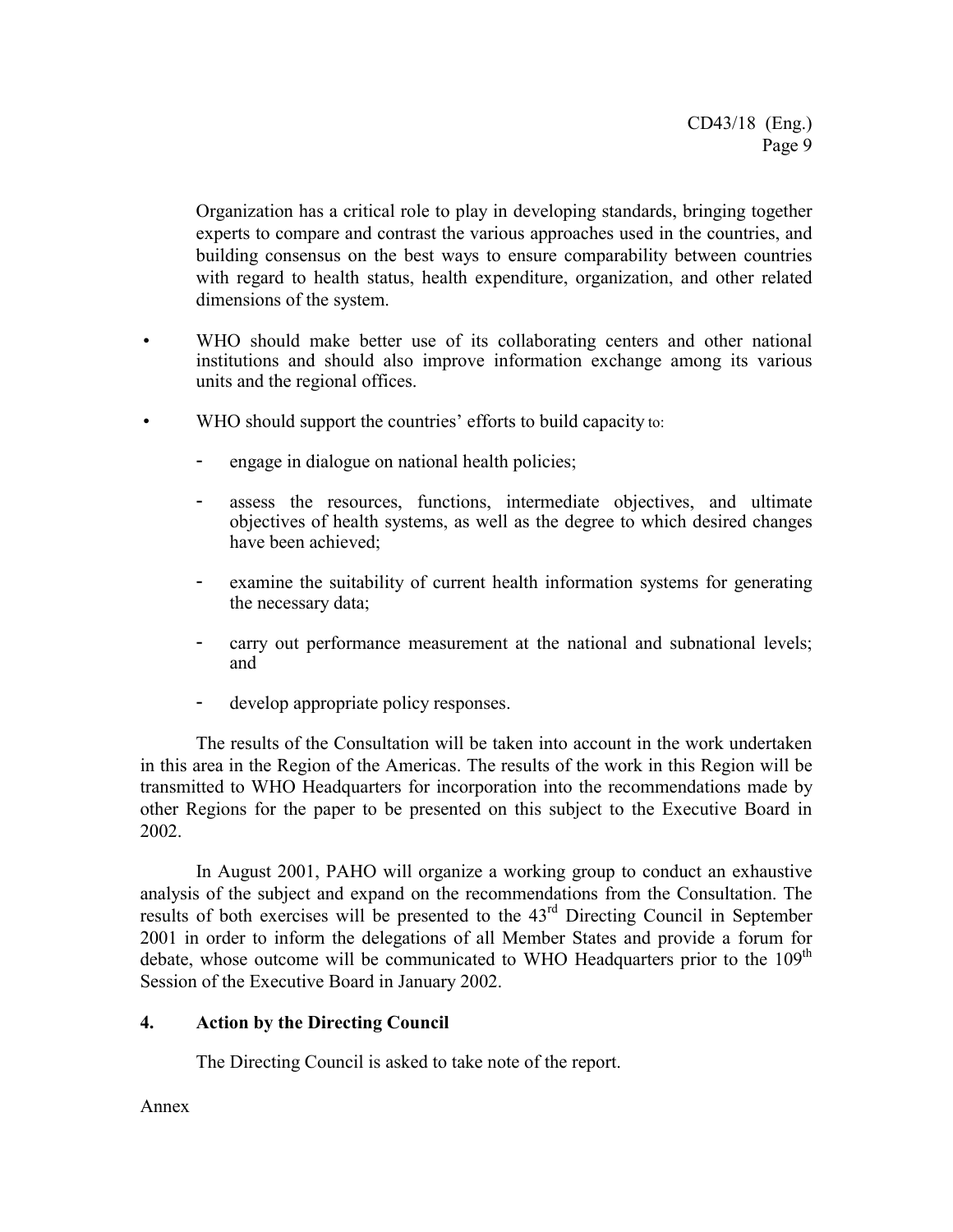Organization has a critical role to play in developing standards, bringing together experts to compare and contrast the various approaches used in the countries, and building consensus on the best ways to ensure comparability between countries with regard to health status, health expenditure, organization, and other related dimensions of the system.

- WHO should make better use of its collaborating centers and other national institutions and should also improve information exchange among its various units and the regional offices.
- WHO should support the countries' efforts to build capacity to:
  - engage in dialogue on national health policies;
  - assess the resources, functions, intermediate objectives, and ultimate objectives of health systems, as well as the degree to which desired changes have been achieved;
  - examine the suitability of current health information systems for generating the necessary data;
  - carry out performance measurement at the national and subnational levels; and
  - develop appropriate policy responses.

The results of the Consultation will be taken into account in the work undertaken in this area in the Region of the Americas. The results of the work in this Region will be transmitted to WHO Headquarters for incorporation into the recommendations made by other Regions for the paper to be presented on this subject to the Executive Board in 2002.

In August 2001, PAHO will organize a working group to conduct an exhaustive analysis of the subject and expand on the recommendations from the Consultation. The results of both exercises will be presented to the 43rd Directing Council in September 2001 in order to inform the delegations of all Member States and provide a forum for debate, whose outcome will be communicated to WHO Headquarters prior to the 109th Session of the Executive Board in January 2002.

## 4. Action by the Directing Council

The Directing Council is asked to take note of the report.

Annex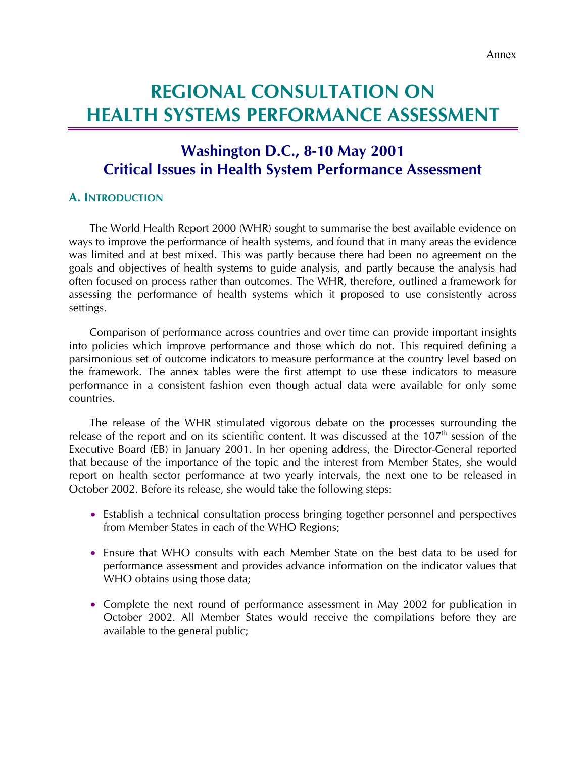Annex

# REGIONAL CONSULTATION ON HEALTH SYSTEMS PERFORMANCE ASSESSMENT

## Washington D.C., 8-10 May 2001
## Critical Issues in Health System Performance Assessment

### A. Introduction

The World Health Report 2000 (WHR) sought to summarise the best available evidence on ways to improve the performance of health systems, and found that in many areas the evidence was limited and at best mixed. This was partly because there had been no agreement on the goals and objectives of health systems to guide analysis, and partly because the analysis had often focused on process rather than outcomes. The WHR, therefore, outlined a framework for assessing the performance of health systems which it proposed to use consistently across settings.

Comparison of performance across countries and over time can provide important insights into policies which improve performance and those which do not. This required defining a parsimonious set of outcome indicators to measure performance at the country level based on the framework. The annex tables were the first attempt to use these indicators to measure performance in a consistent fashion even though actual data were available for only some countries.

The release of the WHR stimulated vigorous debate on the processes surrounding the release of the report and on its scientific content. It was discussed at the 107th session of the Executive Board (EB) in January 2001. In her opening address, the Director-General reported that because of the importance of the topic and the interest from Member States, she would report on health sector performance at two yearly intervals, the next one to be released in October 2002. Before its release, she would take the following steps:

- Establish a technical consultation process bringing together personnel and perspectives from Member States in each of the WHO Regions;
- Ensure that WHO consults with each Member State on the best data to be used for performance assessment and provides advance information on the indicator values that WHO obtains using those data;
- Complete the next round of performance assessment in May 2002 for publication in October 2002. All Member States would receive the compilations before they are available to the general public;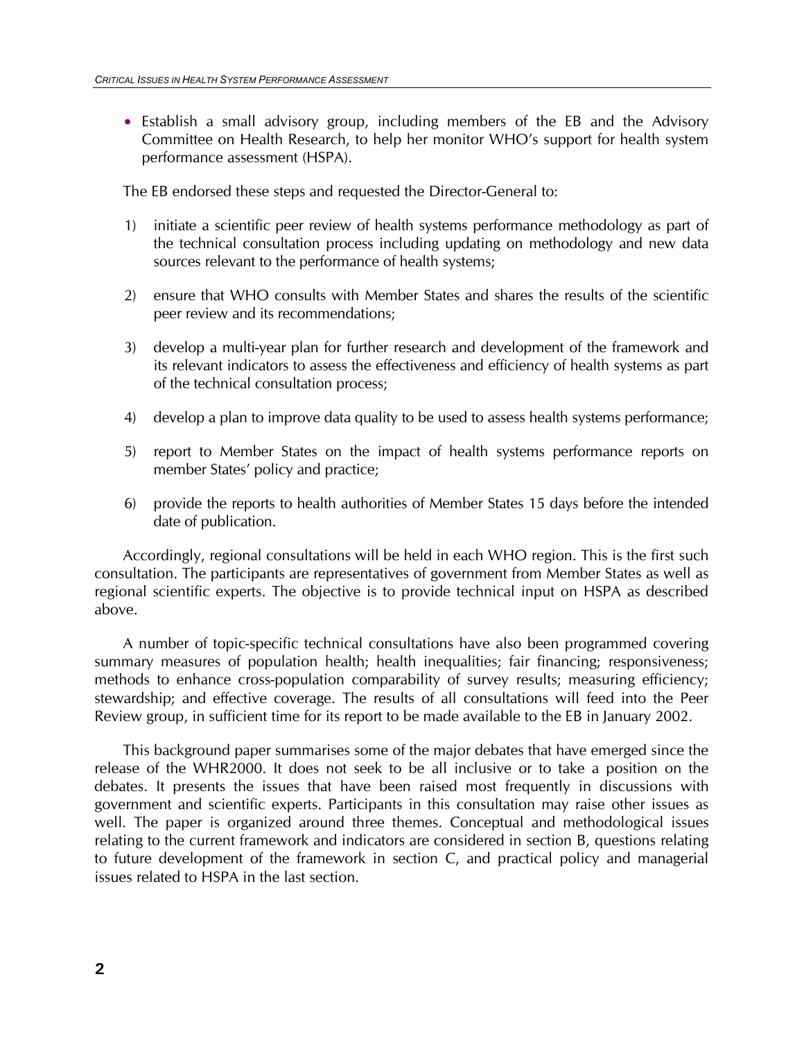- Establish a small advisory group, including members of the EB and the Advisory Committee on Health Research, to help her monitor WHO's support for health system performance assessment (HSPA).

The EB endorsed these steps and requested the Director-General to:

1) initiate a scientific peer review of health systems performance methodology as part of the technical consultation process including updating on methodology and new data sources relevant to the performance of health systems;

2) ensure that WHO consults with Member States and shares the results of the scientific peer review and its recommendations;

3) develop a multi-year plan for further research and development of the framework and its relevant indicators to assess the effectiveness and efficiency of health systems as part of the technical consultation process;

4) develop a plan to improve data quality to be used to assess health systems performance;

5) report to Member States on the impact of health systems performance reports on member States' policy and practice;

6) provide the reports to health authorities of Member States 15 days before the intended date of publication.

Accordingly, regional consultations will be held in each WHO region. This is the first such consultation. The participants are representatives of government from Member States as well as regional scientific experts. The objective is to provide technical input on HSPA as described above.

A number of topic-specific technical consultations have also been programmed covering summary measures of population health; health inequalities; fair financing; responsiveness; methods to enhance cross-population comparability of survey results; measuring efficiency; stewardship; and effective coverage. The results of all consultations will feed into the Peer Review group, in sufficient time for its report to be made available to the EB in January 2002.

This background paper summarises some of the major debates that have emerged since the release of the WHR2000. It does not seek to be all inclusive or to take a position on the debates. It presents the issues that have been raised most frequently in discussions with government and scientific experts. Participants in this consultation may raise other issues as well. The paper is organized around three themes. Conceptual and methodological issues relating to the current framework and indicators are considered in section B, questions relating to future development of the framework in section C, and practical policy and managerial issues related to HSPA in the last section.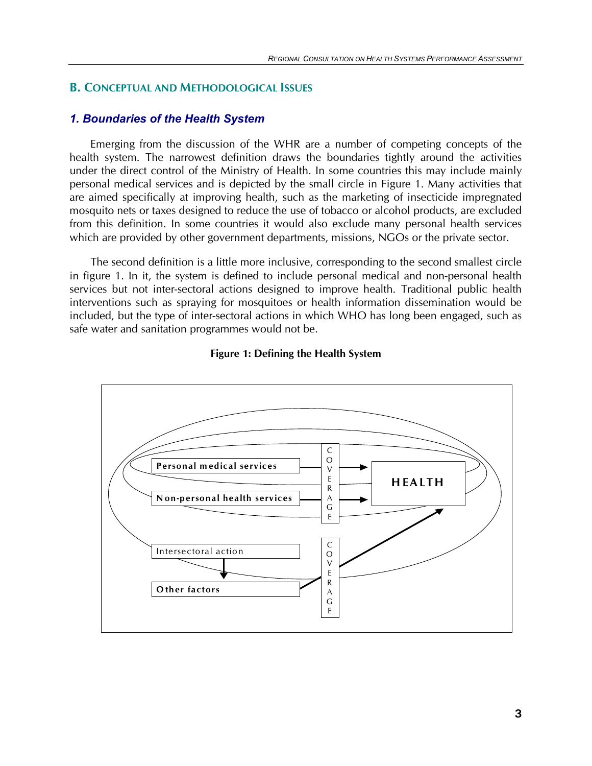## B. Conceptual and Methodological Issues

### *1. Boundaries of the Health System*

Emerging from the discussion of the WHR are a number of competing concepts of the health system. The narrowest definition draws the boundaries tightly around the activities under the direct control of the Ministry of Health. In some countries this may include mainly personal medical services and is depicted by the small circle in Figure 1. Many activities that are aimed specifically at improving health, such as the marketing of insecticide impregnated mosquito nets or taxes designed to reduce the use of tobacco or alcohol products, are excluded from this definition. In some countries it would also exclude many personal health services which are provided by other government departments, missions, NGOs or the private sector.

The second definition is a little more inclusive, corresponding to the second smallest circle in figure 1. In it, the system is defined to include personal medical and non-personal health services but not inter-sectoral actions designed to improve health. Traditional public health interventions such as spraying for mosquitoes or health information dissemination would be included, but the type of inter-sectoral actions in which WHO has long been engaged, such as safe water and sanitation programmes would not be.

**Figure 1: Defining the Health System**

Personal medical services
Non-personal health services
COVERAGE
HEALTH
Intersectoral action
Other factors
COVERAGE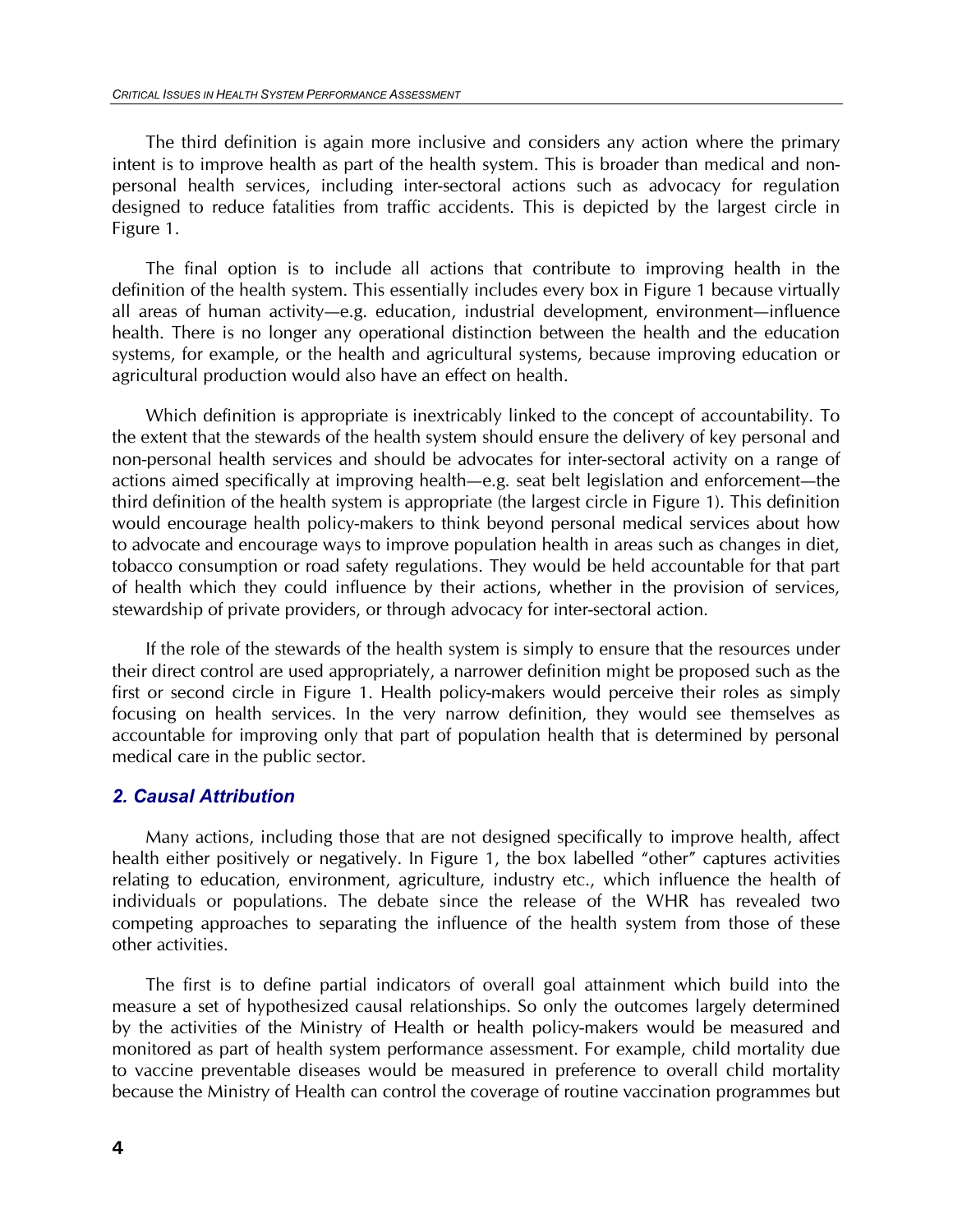The third definition is again more inclusive and considers any action where the primary intent is to improve health as part of the health system. This is broader than medical and non-personal health services, including inter-sectoral actions such as advocacy for regulation designed to reduce fatalities from traffic accidents. This is depicted by the largest circle in Figure 1.

The final option is to include all actions that contribute to improving health in the definition of the health system. This essentially includes every box in Figure 1 because virtually all areas of human activity—e.g. education, industrial development, environment—influence health. There is no longer any operational distinction between the health and the education systems, for example, or the health and agricultural systems, because improving education or agricultural production would also have an effect on health.

Which definition is appropriate is inextricably linked to the concept of accountability. To the extent that the stewards of the health system should ensure the delivery of key personal and non-personal health services and should be advocates for inter-sectoral activity on a range of actions aimed specifically at improving health—e.g. seat belt legislation and enforcement—the third definition of the health system is appropriate (the largest circle in Figure 1). This definition would encourage health policy-makers to think beyond personal medical services about how to advocate and encourage ways to improve population health in areas such as changes in diet, tobacco consumption or road safety regulations. They would be held accountable for that part of health which they could influence by their actions, whether in the provision of services, stewardship of private providers, or through advocacy for inter-sectoral action.

If the role of the stewards of the health system is simply to ensure that the resources under their direct control are used appropriately, a narrower definition might be proposed such as the first or second circle in Figure 1. Health policy-makers would perceive their roles as simply focusing on health services. In the very narrow definition, they would see themselves as accountable for improving only that part of population health that is determined by personal medical care in the public sector.

### *2. Causal Attribution*

Many actions, including those that are not designed specifically to improve health, affect health either positively or negatively. In Figure 1, the box labelled "other" captures activities relating to education, environment, agriculture, industry etc., which influence the health of individuals or populations. The debate since the release of the WHR has revealed two competing approaches to separating the influence of the health system from those of these other activities.

The first is to define partial indicators of overall goal attainment which build into the measure a set of hypothesized causal relationships. So only the outcomes largely determined by the activities of the Ministry of Health or health policy-makers would be measured and monitored as part of health system performance assessment. For example, child mortality due to vaccine preventable diseases would be measured in preference to overall child mortality because the Ministry of Health can control the coverage of routine vaccination programmes but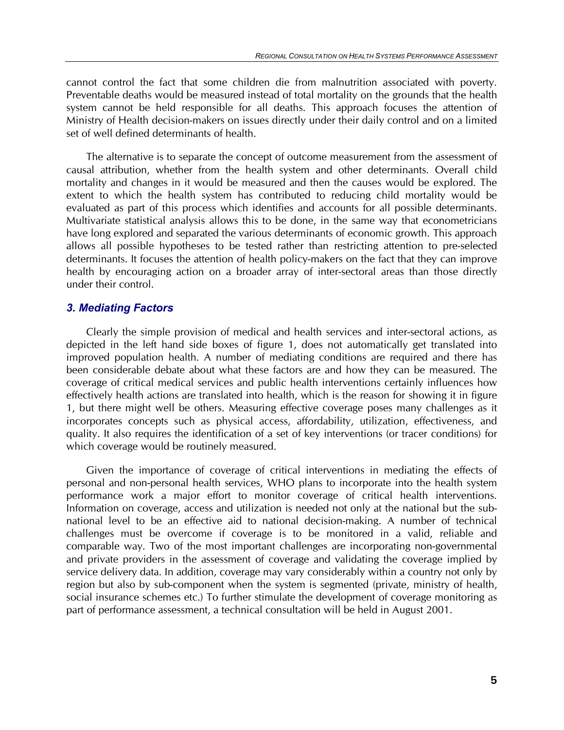cannot control the fact that some children die from malnutrition associated with poverty. Preventable deaths would be measured instead of total mortality on the grounds that the health system cannot be held responsible for all deaths. This approach focuses the attention of Ministry of Health decision-makers on issues directly under their daily control and on a limited set of well defined determinants of health.

The alternative is to separate the concept of outcome measurement from the assessment of causal attribution, whether from the health system and other determinants. Overall child mortality and changes in it would be measured and then the causes would be explored. The extent to which the health system has contributed to reducing child mortality would be evaluated as part of this process which identifies and accounts for all possible determinants. Multivariate statistical analysis allows this to be done, in the same way that econometricians have long explored and separated the various determinants of economic growth. This approach allows all possible hypotheses to be tested rather than restricting attention to pre-selected determinants. It focuses the attention of health policy-makers on the fact that they can improve health by encouraging action on a broader array of inter-sectoral areas than those directly under their control.

### *3. Mediating Factors*

Clearly the simple provision of medical and health services and inter-sectoral actions, as depicted in the left hand side boxes of figure 1, does not automatically get translated into improved population health. A number of mediating conditions are required and there has been considerable debate about what these factors are and how they can be measured. The coverage of critical medical services and public health interventions certainly influences how effectively health actions are translated into health, which is the reason for showing it in figure 1, but there might well be others. Measuring effective coverage poses many challenges as it incorporates concepts such as physical access, affordability, utilization, effectiveness, and quality. It also requires the identification of a set of key interventions (or tracer conditions) for which coverage would be routinely measured.

Given the importance of coverage of critical interventions in mediating the effects of personal and non-personal health services, WHO plans to incorporate into the health system performance work a major effort to monitor coverage of critical health interventions. Information on coverage, access and utilization is needed not only at the national but the sub-national level to be an effective aid to national decision-making. A number of technical challenges must be overcome if coverage is to be monitored in a valid, reliable and comparable way. Two of the most important challenges are incorporating non-governmental and private providers in the assessment of coverage and validating the coverage implied by service delivery data. In addition, coverage may vary considerably within a country not only by region but also by sub-component when the system is segmented (private, ministry of health, social insurance schemes etc.) To further stimulate the development of coverage monitoring as part of performance assessment, a technical consultation will be held in August 2001.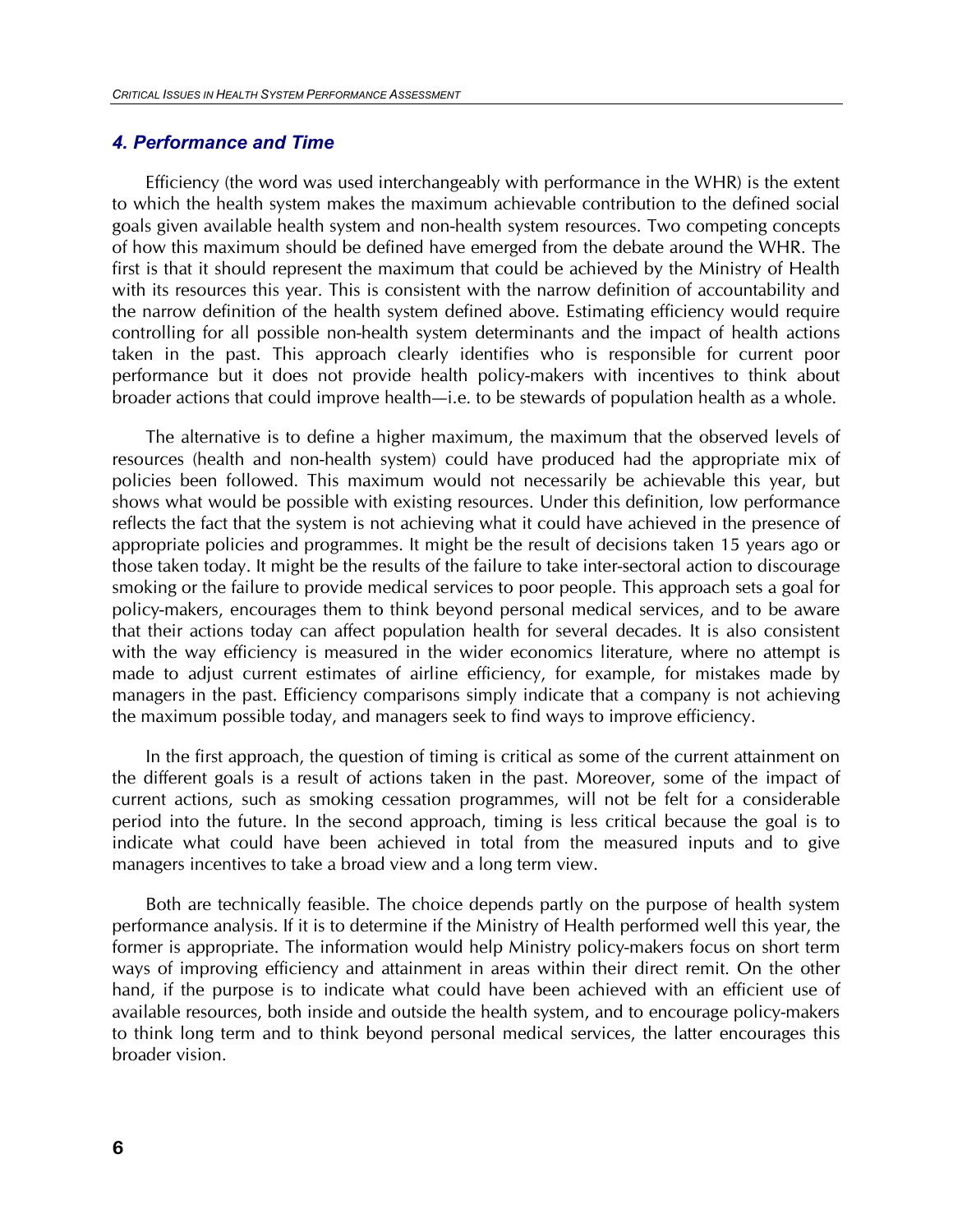### *4. Performance and Time*

Efficiency (the word was used interchangeably with performance in the WHR) is the extent to which the health system makes the maximum achievable contribution to the defined social goals given available health system and non-health system resources. Two competing concepts of how this maximum should be defined have emerged from the debate around the WHR. The first is that it should represent the maximum that could be achieved by the Ministry of Health with its resources this year. This is consistent with the narrow definition of accountability and the narrow definition of the health system defined above. Estimating efficiency would require controlling for all possible non-health system determinants and the impact of health actions taken in the past. This approach clearly identifies who is responsible for current poor performance but it does not provide health policy-makers with incentives to think about broader actions that could improve health—i.e. to be stewards of population health as a whole.

The alternative is to define a higher maximum, the maximum that the observed levels of resources (health and non-health system) could have produced had the appropriate mix of policies been followed. This maximum would not necessarily be achievable this year, but shows what would be possible with existing resources. Under this definition, low performance reflects the fact that the system is not achieving what it could have achieved in the presence of appropriate policies and programmes. It might be the result of decisions taken 15 years ago or those taken today. It might be the results of the failure to take inter-sectoral action to discourage smoking or the failure to provide medical services to poor people. This approach sets a goal for policy-makers, encourages them to think beyond personal medical services, and to be aware that their actions today can affect population health for several decades. It is also consistent with the way efficiency is measured in the wider economics literature, where no attempt is made to adjust current estimates of airline efficiency, for example, for mistakes made by managers in the past. Efficiency comparisons simply indicate that a company is not achieving the maximum possible today, and managers seek to find ways to improve efficiency.

In the first approach, the question of timing is critical as some of the current attainment on the different goals is a result of actions taken in the past. Moreover, some of the impact of current actions, such as smoking cessation programmes, will not be felt for a considerable period into the future. In the second approach, timing is less critical because the goal is to indicate what could have been achieved in total from the measured inputs and to give managers incentives to take a broad view and a long term view.

Both are technically feasible. The choice depends partly on the purpose of health system performance analysis. If it is to determine if the Ministry of Health performed well this year, the former is appropriate. The information would help Ministry policy-makers focus on short term ways of improving efficiency and attainment in areas within their direct remit. On the other hand, if the purpose is to indicate what could have been achieved with an efficient use of available resources, both inside and outside the health system, and to encourage policy-makers to think long term and to think beyond personal medical services, the latter encourages this broader vision.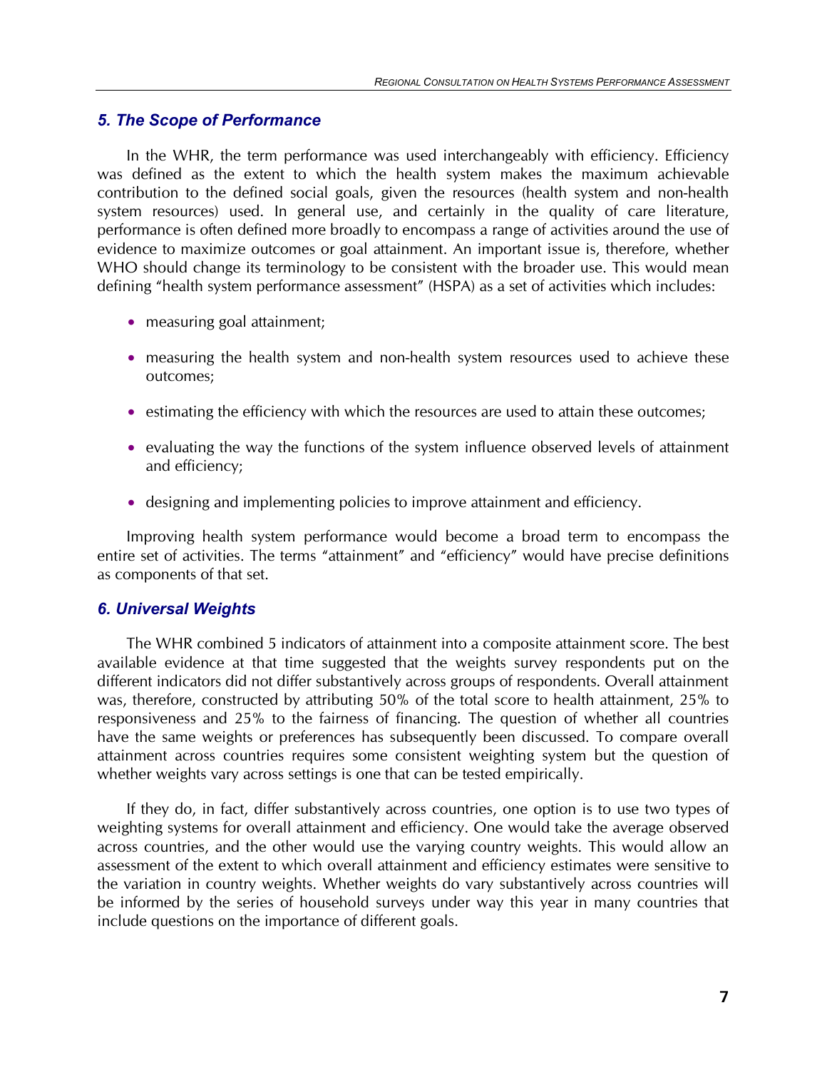## *5. The Scope of Performance*

In the WHR, the term performance was used interchangeably with efficiency. Efficiency was defined as the extent to which the health system makes the maximum achievable contribution to the defined social goals, given the resources (health system and non-health system resources) used. In general use, and certainly in the quality of care literature, performance is often defined more broadly to encompass a range of activities around the use of evidence to maximize outcomes or goal attainment. An important issue is, therefore, whether WHO should change its terminology to be consistent with the broader use. This would mean defining "health system performance assessment" (HSPA) as a set of activities which includes:

- measuring goal attainment;
- measuring the health system and non-health system resources used to achieve these outcomes;
- estimating the efficiency with which the resources are used to attain these outcomes;
- evaluating the way the functions of the system influence observed levels of attainment and efficiency;
- designing and implementing policies to improve attainment and efficiency.

Improving health system performance would become a broad term to encompass the entire set of activities. The terms "attainment" and "efficiency" would have precise definitions as components of that set.

## *6. Universal Weights*

The WHR combined 5 indicators of attainment into a composite attainment score. The best available evidence at that time suggested that the weights survey respondents put on the different indicators did not differ substantively across groups of respondents. Overall attainment was, therefore, constructed by attributing 50% of the total score to health attainment, 25% to responsiveness and 25% to the fairness of financing. The question of whether all countries have the same weights or preferences has subsequently been discussed. To compare overall attainment across countries requires some consistent weighting system but the question of whether weights vary across settings is one that can be tested empirically.

If they do, in fact, differ substantively across countries, one option is to use two types of weighting systems for overall attainment and efficiency. One would take the average observed across countries, and the other would use the varying country weights. This would allow an assessment of the extent to which overall attainment and efficiency estimates were sensitive to the variation in country weights. Whether weights do vary substantively across countries will be informed by the series of household surveys under way this year in many countries that include questions on the importance of different goals.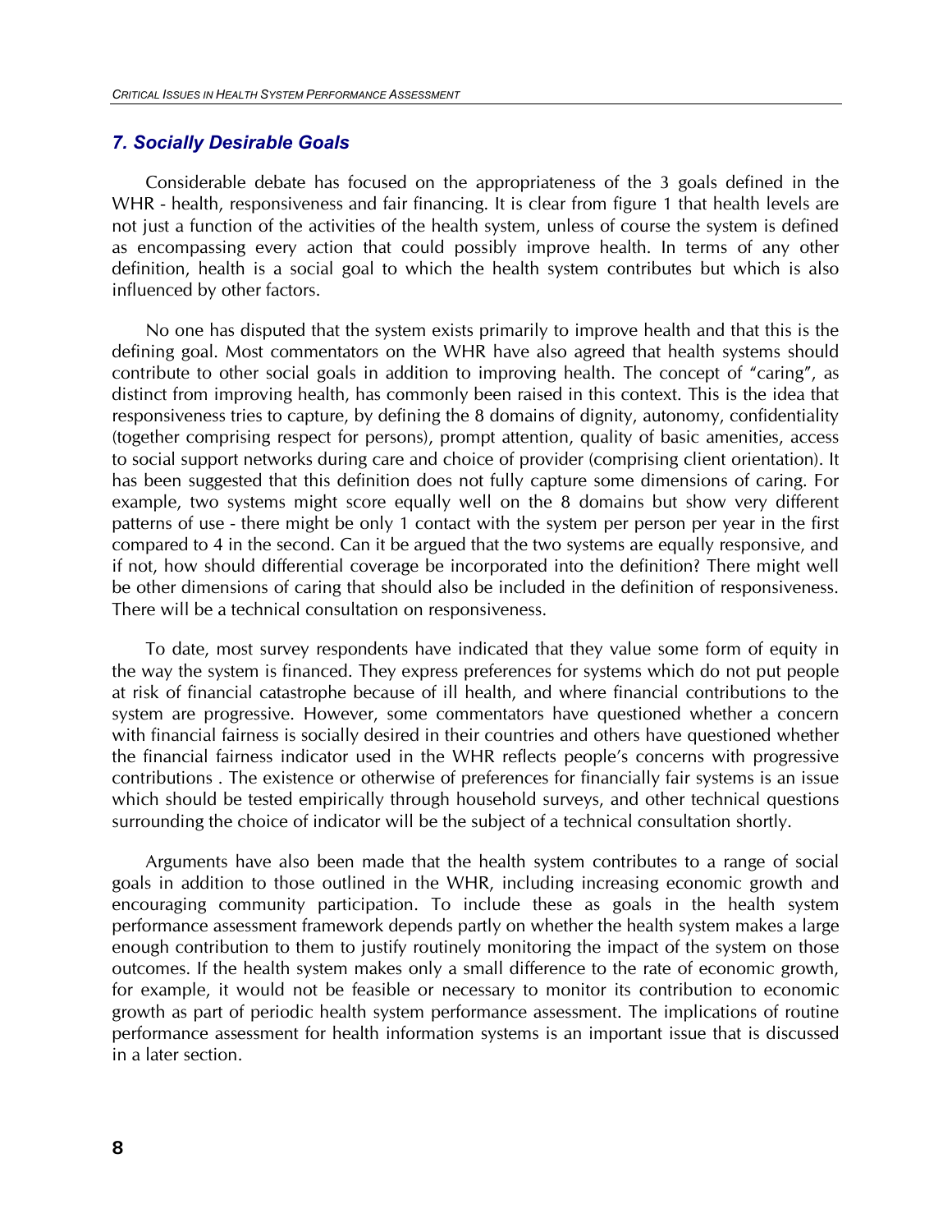### *7. Socially Desirable Goals*

Considerable debate has focused on the appropriateness of the 3 goals defined in the WHR - health, responsiveness and fair financing. It is clear from figure 1 that health levels are not just a function of the activities of the health system, unless of course the system is defined as encompassing every action that could possibly improve health. In terms of any other definition, health is a social goal to which the health system contributes but which is also influenced by other factors.

No one has disputed that the system exists primarily to improve health and that this is the defining goal. Most commentators on the WHR have also agreed that health systems should contribute to other social goals in addition to improving health. The concept of "caring", as distinct from improving health, has commonly been raised in this context. This is the idea that responsiveness tries to capture, by defining the 8 domains of dignity, autonomy, confidentiality (together comprising respect for persons), prompt attention, quality of basic amenities, access to social support networks during care and choice of provider (comprising client orientation). It has been suggested that this definition does not fully capture some dimensions of caring. For example, two systems might score equally well on the 8 domains but show very different patterns of use - there might be only 1 contact with the system per person per year in the first compared to 4 in the second. Can it be argued that the two systems are equally responsive, and if not, how should differential coverage be incorporated into the definition? There might well be other dimensions of caring that should also be included in the definition of responsiveness. There will be a technical consultation on responsiveness.

To date, most survey respondents have indicated that they value some form of equity in the way the system is financed. They express preferences for systems which do not put people at risk of financial catastrophe because of ill health, and where financial contributions to the system are progressive. However, some commentators have questioned whether a concern with financial fairness is socially desired in their countries and others have questioned whether the financial fairness indicator used in the WHR reflects people's concerns with progressive contributions . The existence or otherwise of preferences for financially fair systems is an issue which should be tested empirically through household surveys, and other technical questions surrounding the choice of indicator will be the subject of a technical consultation shortly.

Arguments have also been made that the health system contributes to a range of social goals in addition to those outlined in the WHR, including increasing economic growth and encouraging community participation. To include these as goals in the health system performance assessment framework depends partly on whether the health system makes a large enough contribution to them to justify routinely monitoring the impact of the system on those outcomes. If the health system makes only a small difference to the rate of economic growth, for example, it would not be feasible or necessary to monitor its contribution to economic growth as part of periodic health system performance assessment. The implications of routine performance assessment for health information systems is an important issue that is discussed in a later section.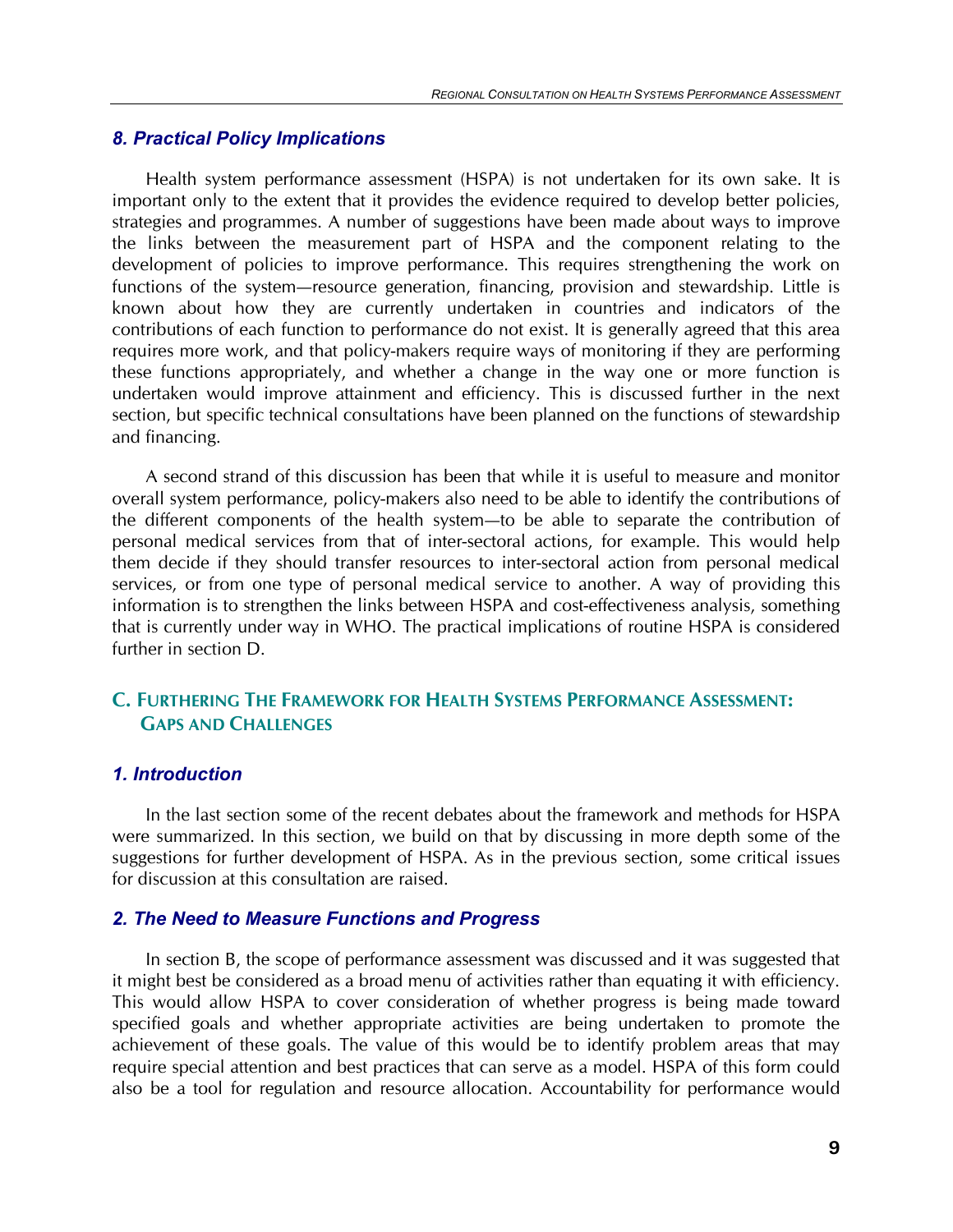### *8. Practical Policy Implications*

Health system performance assessment (HSPA) is not undertaken for its own sake. It is important only to the extent that it provides the evidence required to develop better policies, strategies and programmes. A number of suggestions have been made about ways to improve the links between the measurement part of HSPA and the component relating to the development of policies to improve performance. This requires strengthening the work on functions of the system—resource generation, financing, provision and stewardship. Little is known about how they are currently undertaken in countries and indicators of the contributions of each function to performance do not exist. It is generally agreed that this area requires more work, and that policy-makers require ways of monitoring if they are performing these functions appropriately, and whether a change in the way one or more function is undertaken would improve attainment and efficiency. This is discussed further in the next section, but specific technical consultations have been planned on the functions of stewardship and financing.

A second strand of this discussion has been that while it is useful to measure and monitor overall system performance, policy-makers also need to be able to identify the contributions of the different components of the health system—to be able to separate the contribution of personal medical services from that of inter-sectoral actions, for example. This would help them decide if they should transfer resources to inter-sectoral action from personal medical services, or from one type of personal medical service to another. A way of providing this information is to strengthen the links between HSPA and cost-effectiveness analysis, something that is currently under way in WHO. The practical implications of routine HSPA is considered further in section D.

## C. Furthering The Framework for Health Systems Performance Assessment: Gaps and Challenges

### *1. Introduction*

In the last section some of the recent debates about the framework and methods for HSPA were summarized. In this section, we build on that by discussing in more depth some of the suggestions for further development of HSPA. As in the previous section, some critical issues for discussion at this consultation are raised.

### *2. The Need to Measure Functions and Progress*

In section B, the scope of performance assessment was discussed and it was suggested that it might best be considered as a broad menu of activities rather than equating it with efficiency. This would allow HSPA to cover consideration of whether progress is being made toward specified goals and whether appropriate activities are being undertaken to promote the achievement of these goals. The value of this would be to identify problem areas that may require special attention and best practices that can serve as a model. HSPA of this form could also be a tool for regulation and resource allocation. Accountability for performance would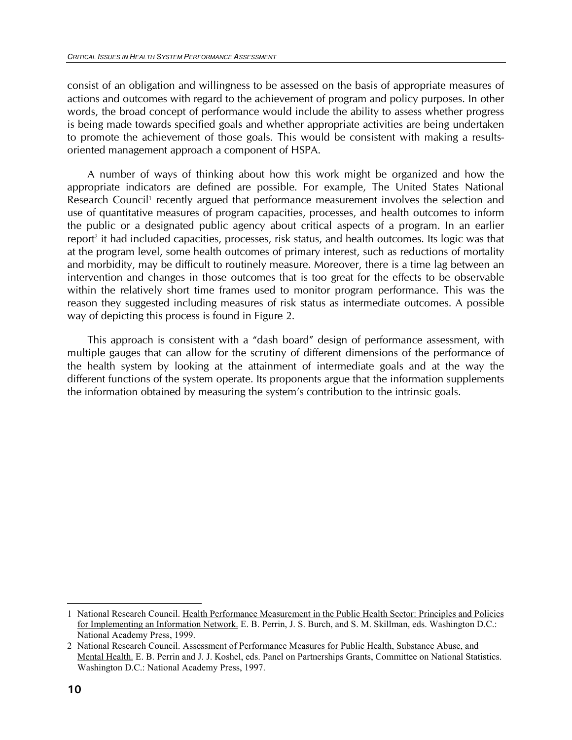consist of an obligation and willingness to be assessed on the basis of appropriate measures of actions and outcomes with regard to the achievement of program and policy purposes. In other words, the broad concept of performance would include the ability to assess whether progress is being made towards specified goals and whether appropriate activities are being undertaken to promote the achievement of those goals. This would be consistent with making a results-oriented management approach a component of HSPA.

A number of ways of thinking about how this work might be organized and how the appropriate indicators are defined are possible. For example, The United States National Research Council[1] recently argued that performance measurement involves the selection and use of quantitative measures of program capacities, processes, and health outcomes to inform the public or a designated public agency about critical aspects of a program. In an earlier report[2] it had included capacities, processes, risk status, and health outcomes. Its logic was that at the program level, some health outcomes of primary interest, such as reductions of mortality and morbidity, may be difficult to routinely measure. Moreover, there is a time lag between an intervention and changes in those outcomes that is too great for the effects to be observable within the relatively short time frames used to monitor program performance. This was the reason they suggested including measures of risk status as intermediate outcomes. A possible way of depicting this process is found in Figure 2.

This approach is consistent with a "dash board" design of performance assessment, with multiple gauges that can allow for the scrutiny of different dimensions of the performance of the health system by looking at the attainment of intermediate goals and at the way the different functions of the system operate. Its proponents argue that the information supplements the information obtained by measuring the system's contribution to the intrinsic goals.

---

1 National Research Council. Health Performance Measurement in the Public Health Sector: Principles and Policies for Implementing an Information Network. E. B. Perrin, J. S. Burch, and S. M. Skillman, eds. Washington D.C.: National Academy Press, 1999.

2 National Research Council. Assessment of Performance Measures for Public Health, Substance Abuse, and Mental Health. E. B. Perrin and J. J. Koshel, eds. Panel on Partnerships Grants, Committee on National Statistics. Washington D.C.: National Academy Press, 1997.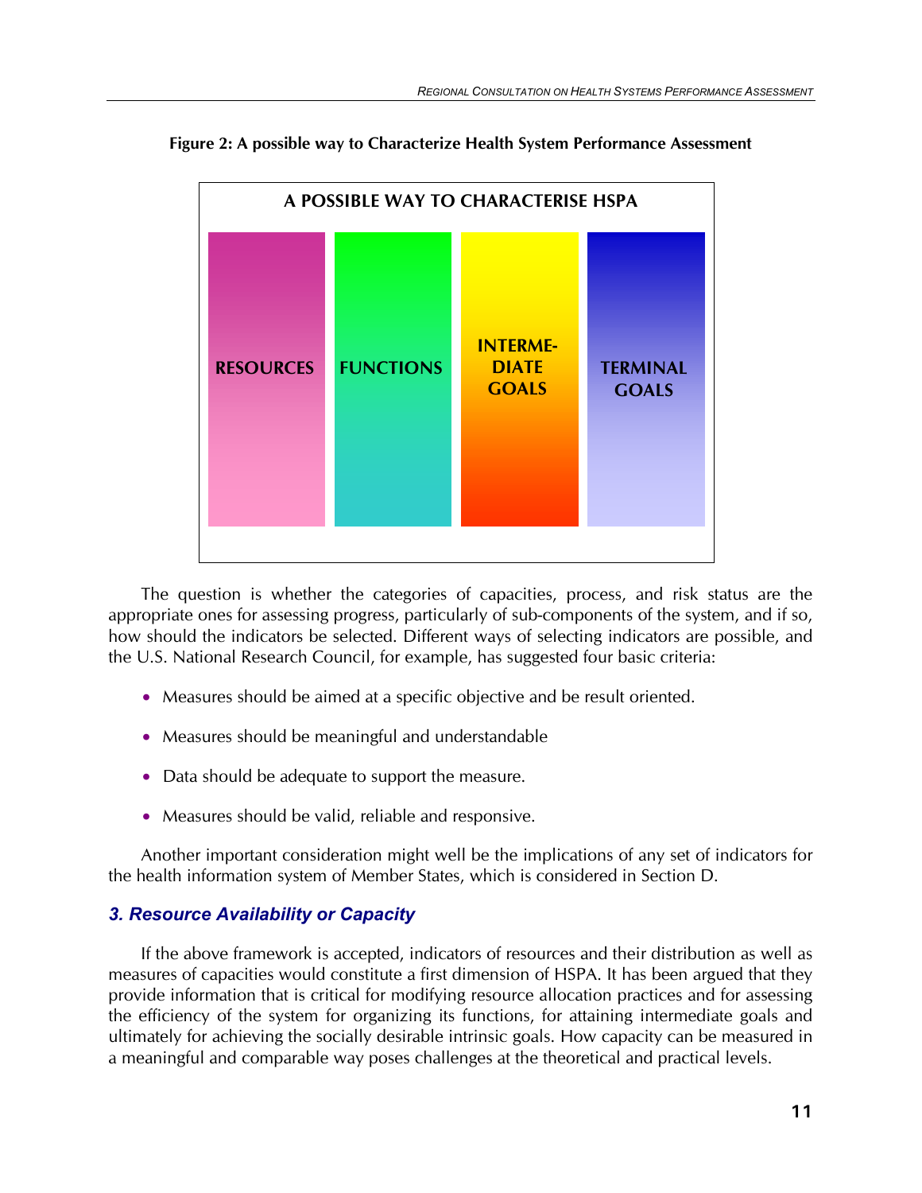**Figure 2: A possible way to Characterize Health System Performance Assessment**

A POSSIBLE WAY TO CHARACTERISE HSPA

| RESOURCES | FUNCTIONS | INTERME-DIATE GOALS | TERMINAL GOALS |
|---|---|---|---|

The question is whether the categories of capacities, process, and risk status are the appropriate ones for assessing progress, particularly of sub-components of the system, and if so, how should the indicators be selected. Different ways of selecting indicators are possible, and the U.S. National Research Council, for example, has suggested four basic criteria:

- Measures should be aimed at a specific objective and be result oriented.
- Measures should be meaningful and understandable
- Data should be adequate to support the measure.
- Measures should be valid, reliable and responsive.

Another important consideration might well be the implications of any set of indicators for the health information system of Member States, which is considered in Section D.

### *3. Resource Availability or Capacity*

If the above framework is accepted, indicators of resources and their distribution as well as measures of capacities would constitute a first dimension of HSPA. It has been argued that they provide information that is critical for modifying resource allocation practices and for assessing the efficiency of the system for organizing its functions, for attaining intermediate goals and ultimately for achieving the socially desirable intrinsic goals. How capacity can be measured in a meaningful and comparable way poses challenges at the theoretical and practical levels.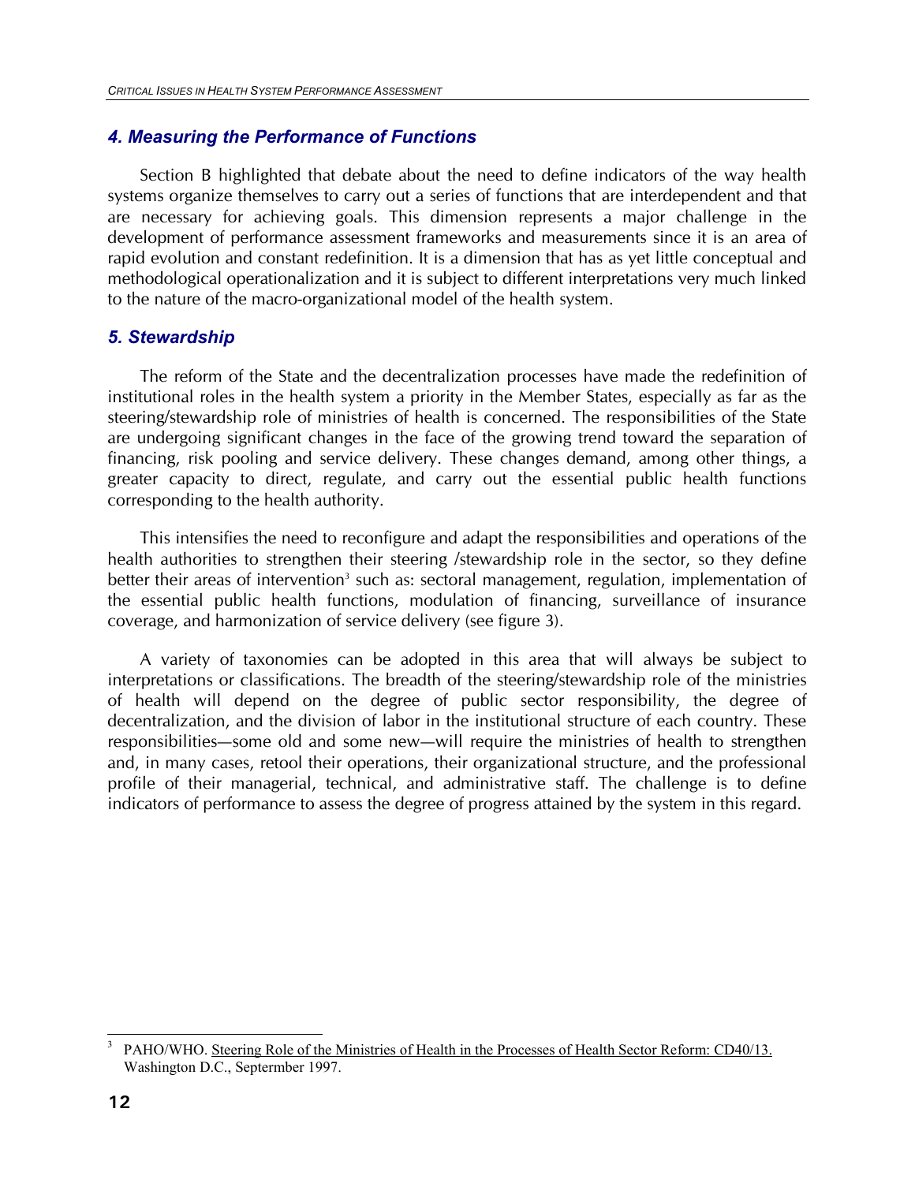### *4. Measuring the Performance of Functions*

Section B highlighted that debate about the need to define indicators of the way health systems organize themselves to carry out a series of functions that are interdependent and that are necessary for achieving goals. This dimension represents a major challenge in the development of performance assessment frameworks and measurements since it is an area of rapid evolution and constant redefinition. It is a dimension that has as yet little conceptual and methodological operationalization and it is subject to different interpretations very much linked to the nature of the macro-organizational model of the health system.

### *5. Stewardship*

The reform of the State and the decentralization processes have made the redefinition of institutional roles in the health system a priority in the Member States, especially as far as the steering/stewardship role of ministries of health is concerned. The responsibilities of the State are undergoing significant changes in the face of the growing trend toward the separation of financing, risk pooling and service delivery. These changes demand, among other things, a greater capacity to direct, regulate, and carry out the essential public health functions corresponding to the health authority.

This intensifies the need to reconfigure and adapt the responsibilities and operations of the health authorities to strengthen their steering /stewardship role in the sector, so they define better their areas of intervention[3] such as: sectoral management, regulation, implementation of the essential public health functions, modulation of financing, surveillance of insurance coverage, and harmonization of service delivery (see figure 3).

A variety of taxonomies can be adopted in this area that will always be subject to interpretations or classifications. The breadth of the steering/stewardship role of the ministries of health will depend on the degree of public sector responsibility, the degree of decentralization, and the division of labor in the institutional structure of each country. These responsibilities—some old and some new—will require the ministries of health to strengthen and, in many cases, retool their operations, their organizational structure, and the professional profile of their managerial, technical, and administrative staff. The challenge is to define indicators of performance to assess the degree of progress attained by the system in this regard.

---

[3] PAHO/WHO. Steering Role of the Ministries of Health in the Processes of Health Sector Reform: CD40/13. Washington D.C., Septermber 1997.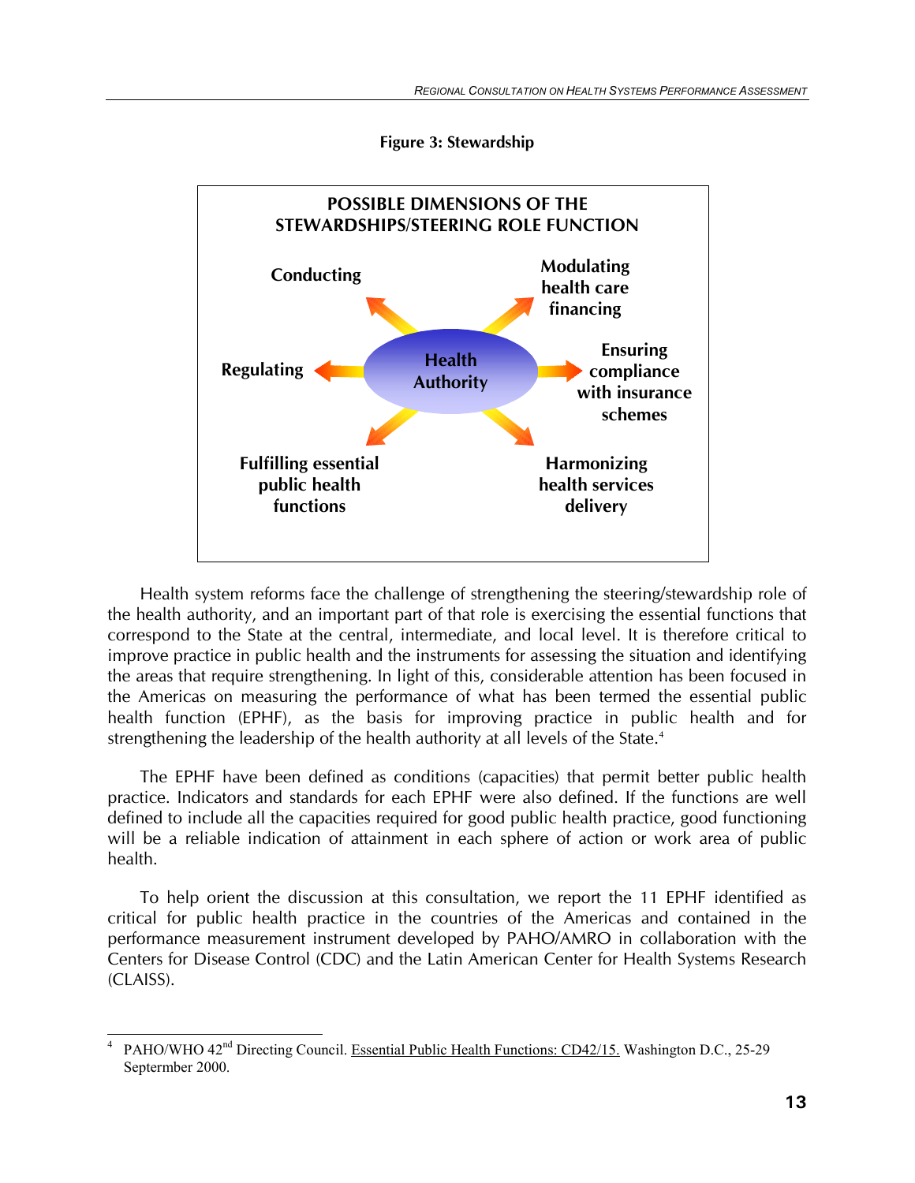**Figure 3: Stewardship**

**POSSIBLE DIMENSIONS OF THE STEWARDSHIPS/STEERING ROLE FUNCTION**

- Health Authority
- Conducting
- Modulating health care financing
- Regulating
- Ensuring compliance with insurance schemes
- Fulfilling essential public health functions
- Harmonizing health services delivery

Health system reforms face the challenge of strengthening the steering/stewardship role of the health authority, and an important part of that role is exercising the essential functions that correspond to the State at the central, intermediate, and local level. It is therefore critical to improve practice in public health and the instruments for assessing the situation and identifying the areas that require strengthening. In light of this, considerable attention has been focused in the Americas on measuring the performance of what has been termed the essential public health function (EPHF), as the basis for improving practice in public health and for strengthening the leadership of the health authority at all levels of the State.[4]

The EPHF have been defined as conditions (capacities) that permit better public health practice. Indicators and standards for each EPHF were also defined. If the functions are well defined to include all the capacities required for good public health practice, good functioning will be a reliable indication of attainment in each sphere of action or work area of public health.

To help orient the discussion at this consultation, we report the 11 EPHF identified as critical for public health practice in the countries of the Americas and contained in the performance measurement instrument developed by PAHO/AMRO in collaboration with the Centers for Disease Control (CDC) and the Latin American Center for Health Systems Research (CLAISS).

---

[4] PAHO/WHO 42nd Directing Council. Essential Public Health Functions: CD42/15. Washington D.C., 25-29 Septermber 2000.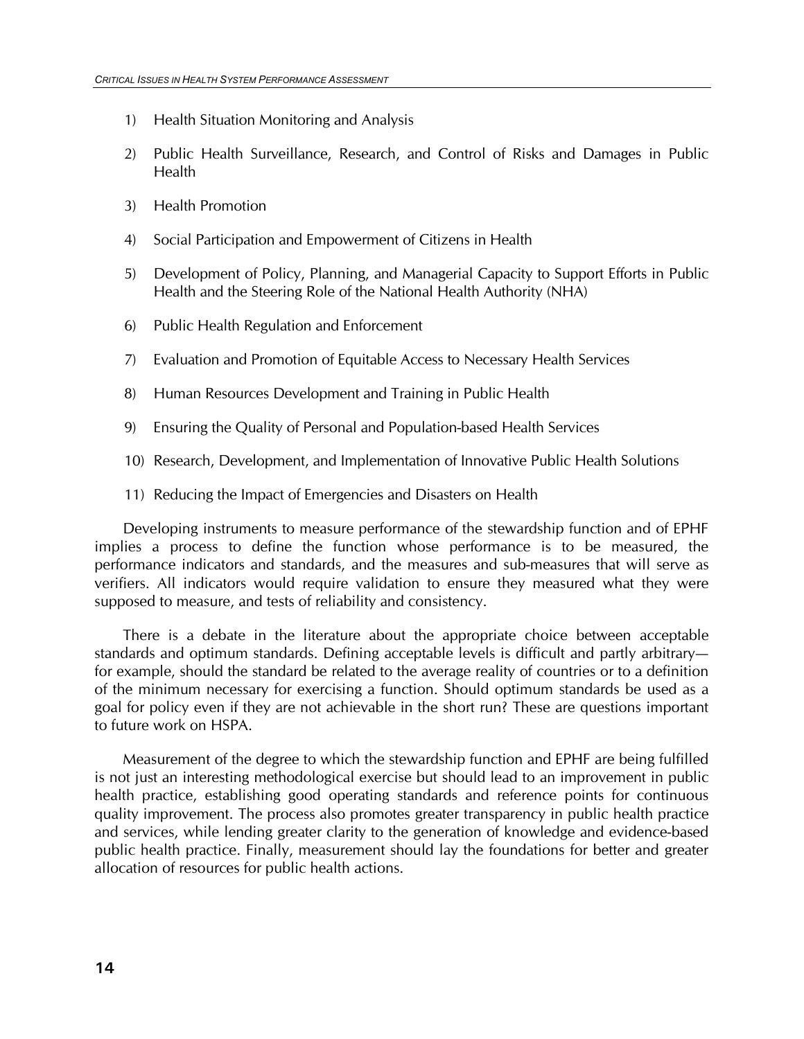1) Health Situation Monitoring and Analysis

2) Public Health Surveillance, Research, and Control of Risks and Damages in Public Health

3) Health Promotion

4) Social Participation and Empowerment of Citizens in Health

5) Development of Policy, Planning, and Managerial Capacity to Support Efforts in Public Health and the Steering Role of the National Health Authority (NHA)

6) Public Health Regulation and Enforcement

7) Evaluation and Promotion of Equitable Access to Necessary Health Services

8) Human Resources Development and Training in Public Health

9) Ensuring the Quality of Personal and Population-based Health Services

10) Research, Development, and Implementation of Innovative Public Health Solutions

11) Reducing the Impact of Emergencies and Disasters on Health

Developing instruments to measure performance of the stewardship function and of EPHF implies a process to define the function whose performance is to be measured, the performance indicators and standards, and the measures and sub-measures that will serve as verifiers. All indicators would require validation to ensure they measured what they were supposed to measure, and tests of reliability and consistency.

There is a debate in the literature about the appropriate choice between acceptable standards and optimum standards. Defining acceptable levels is difficult and partly arbitrary—for example, should the standard be related to the average reality of countries or to a definition of the minimum necessary for exercising a function. Should optimum standards be used as a goal for policy even if they are not achievable in the short run? These are questions important to future work on HSPA.

Measurement of the degree to which the stewardship function and EPHF are being fulfilled is not just an interesting methodological exercise but should lead to an improvement in public health practice, establishing good operating standards and reference points for continuous quality improvement. The process also promotes greater transparency in public health practice and services, while lending greater clarity to the generation of knowledge and evidence-based public health practice. Finally, measurement should lay the foundations for better and greater allocation of resources for public health actions.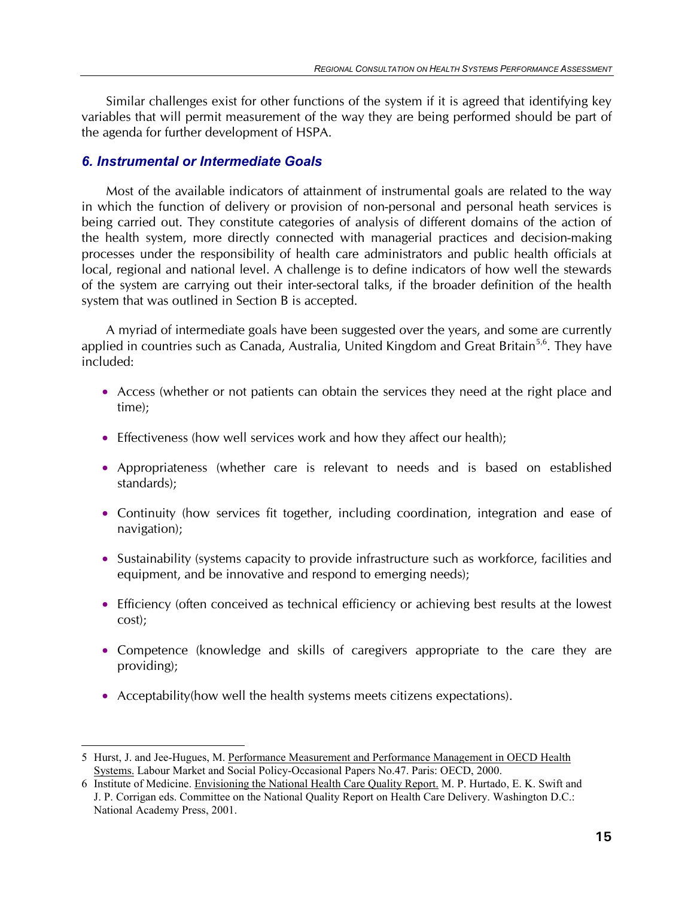Similar challenges exist for other functions of the system if it is agreed that identifying key variables that will permit measurement of the way they are being performed should be part of the agenda for further development of HSPA.

### *6. Instrumental or Intermediate Goals*

Most of the available indicators of attainment of instrumental goals are related to the way in which the function of delivery or provision of non-personal and personal heath services is being carried out. They constitute categories of analysis of different domains of the action of the health system, more directly connected with managerial practices and decision-making processes under the responsibility of health care administrators and public health officials at local, regional and national level. A challenge is to define indicators of how well the stewards of the system are carrying out their inter-sectoral talks, if the broader definition of the health system that was outlined in Section B is accepted.

A myriad of intermediate goals have been suggested over the years, and some are currently applied in countries such as Canada, Australia, United Kingdom and Great Britain[5,6]. They have included:

- Access (whether or not patients can obtain the services they need at the right place and time);
- Effectiveness (how well services work and how they affect our health);
- Appropriateness (whether care is relevant to needs and is based on established standards);
- Continuity (how services fit together, including coordination, integration and ease of navigation);
- Sustainability (systems capacity to provide infrastructure such as workforce, facilities and equipment, and be innovative and respond to emerging needs);
- Efficiency (often conceived as technical efficiency or achieving best results at the lowest cost);
- Competence (knowledge and skills of caregivers appropriate to the care they are providing);
- Acceptability(how well the health systems meets citizens expectations).

---

5 Hurst, J. and Jee-Hugues, M. Performance Measurement and Performance Management in OECD Health Systems. Labour Market and Social Policy-Occasional Papers No.47. Paris: OECD, 2000.

6 Institute of Medicine. Envisioning the National Health Care Quality Report. M. P. Hurtado, E. K. Swift and J. P. Corrigan eds. Committee on the National Quality Report on Health Care Delivery. Washington D.C.: National Academy Press, 2001.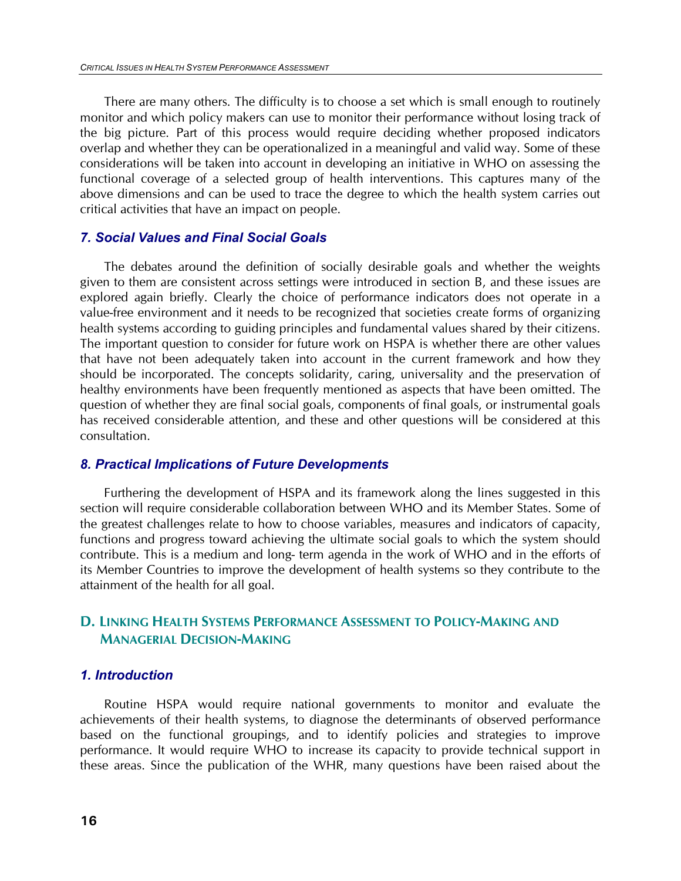There are many others. The difficulty is to choose a set which is small enough to routinely monitor and which policy makers can use to monitor their performance without losing track of the big picture. Part of this process would require deciding whether proposed indicators overlap and whether they can be operationalized in a meaningful and valid way. Some of these considerations will be taken into account in developing an initiative in WHO on assessing the functional coverage of a selected group of health interventions. This captures many of the above dimensions and can be used to trace the degree to which the health system carries out critical activities that have an impact on people.

### *7. Social Values and Final Social Goals*

The debates around the definition of socially desirable goals and whether the weights given to them are consistent across settings were introduced in section B, and these issues are explored again briefly. Clearly the choice of performance indicators does not operate in a value-free environment and it needs to be recognized that societies create forms of organizing health systems according to guiding principles and fundamental values shared by their citizens. The important question to consider for future work on HSPA is whether there are other values that have not been adequately taken into account in the current framework and how they should be incorporated. The concepts solidarity, caring, universality and the preservation of healthy environments have been frequently mentioned as aspects that have been omitted. The question of whether they are final social goals, components of final goals, or instrumental goals has received considerable attention, and these and other questions will be considered at this consultation.

### *8. Practical Implications of Future Developments*

Furthering the development of HSPA and its framework along the lines suggested in this section will require considerable collaboration between WHO and its Member States. Some of the greatest challenges relate to how to choose variables, measures and indicators of capacity, functions and progress toward achieving the ultimate social goals to which the system should contribute. This is a medium and long- term agenda in the work of WHO and in the efforts of its Member Countries to improve the development of health systems so they contribute to the attainment of the health for all goal.

## D. Linking Health Systems Performance Assessment to Policy-Making and Managerial Decision-Making

### *1. Introduction*

Routine HSPA would require national governments to monitor and evaluate the achievements of their health systems, to diagnose the determinants of observed performance based on the functional groupings, and to identify policies and strategies to improve performance. It would require WHO to increase its capacity to provide technical support in these areas. Since the publication of the WHR, many questions have been raised about the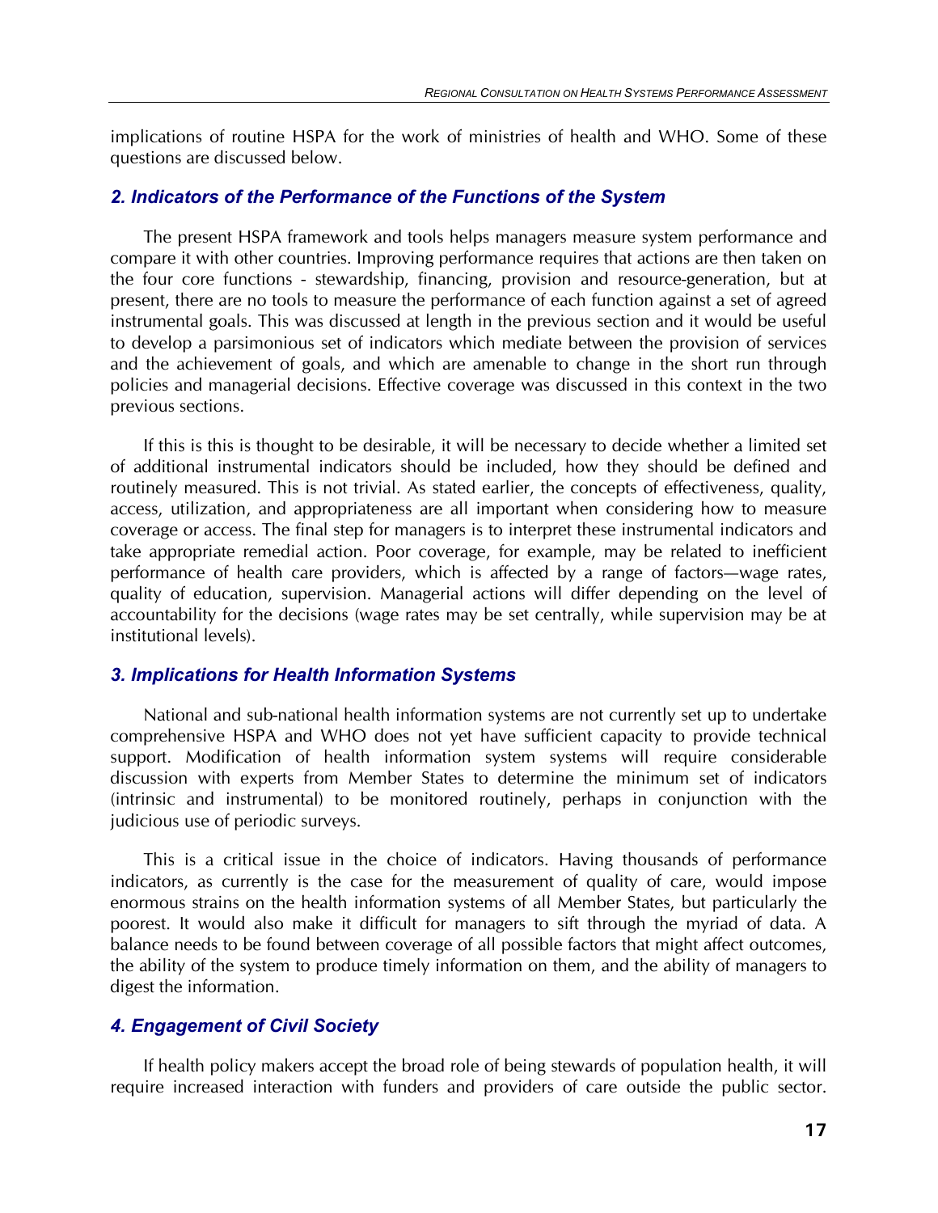implications of routine HSPA for the work of ministries of health and WHO. Some of these questions are discussed below.

### *2. Indicators of the Performance of the Functions of the System*

The present HSPA framework and tools helps managers measure system performance and compare it with other countries. Improving performance requires that actions are then taken on the four core functions - stewardship, financing, provision and resource-generation, but at present, there are no tools to measure the performance of each function against a set of agreed instrumental goals. This was discussed at length in the previous section and it would be useful to develop a parsimonious set of indicators which mediate between the provision of services and the achievement of goals, and which are amenable to change in the short run through policies and managerial decisions. Effective coverage was discussed in this context in the two previous sections.

If this is this is thought to be desirable, it will be necessary to decide whether a limited set of additional instrumental indicators should be included, how they should be defined and routinely measured. This is not trivial. As stated earlier, the concepts of effectiveness, quality, access, utilization, and appropriateness are all important when considering how to measure coverage or access. The final step for managers is to interpret these instrumental indicators and take appropriate remedial action. Poor coverage, for example, may be related to inefficient performance of health care providers, which is affected by a range of factors—wage rates, quality of education, supervision. Managerial actions will differ depending on the level of accountability for the decisions (wage rates may be set centrally, while supervision may be at institutional levels).

### *3. Implications for Health Information Systems*

National and sub-national health information systems are not currently set up to undertake comprehensive HSPA and WHO does not yet have sufficient capacity to provide technical support. Modification of health information system systems will require considerable discussion with experts from Member States to determine the minimum set of indicators (intrinsic and instrumental) to be monitored routinely, perhaps in conjunction with the judicious use of periodic surveys.

This is a critical issue in the choice of indicators. Having thousands of performance indicators, as currently is the case for the measurement of quality of care, would impose enormous strains on the health information systems of all Member States, but particularly the poorest. It would also make it difficult for managers to sift through the myriad of data. A balance needs to be found between coverage of all possible factors that might affect outcomes, the ability of the system to produce timely information on them, and the ability of managers to digest the information.

### *4. Engagement of Civil Society*

If health policy makers accept the broad role of being stewards of population health, it will require increased interaction with funders and providers of care outside the public sector.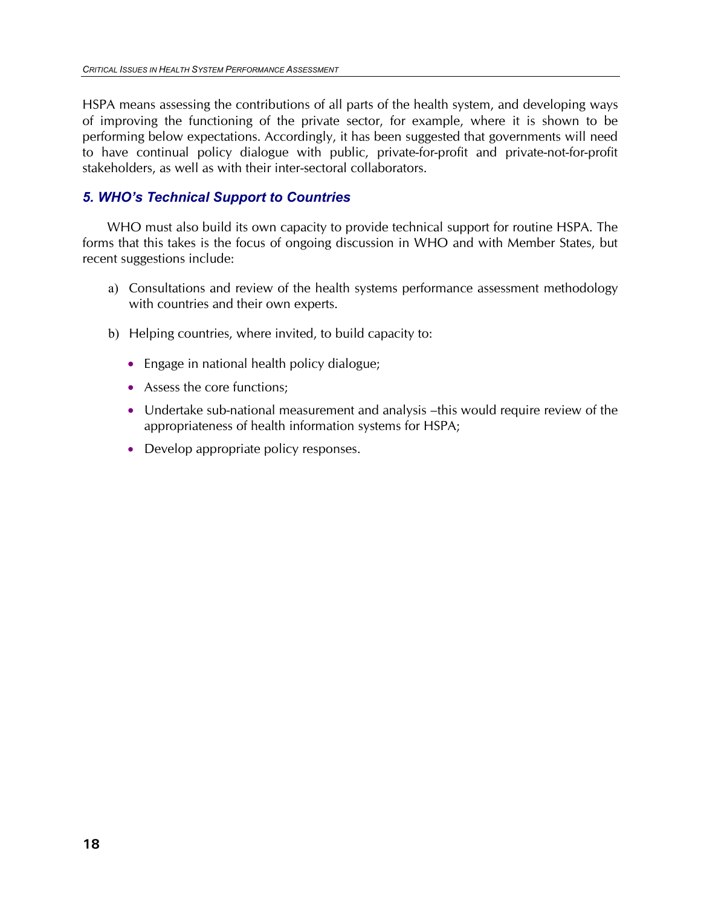HSPA means assessing the contributions of all parts of the health system, and developing ways of improving the functioning of the private sector, for example, where it is shown to be performing below expectations. Accordingly, it has been suggested that governments will need to have continual policy dialogue with public, private-for-profit and private-not-for-profit stakeholders, as well as with their inter-sectoral collaborators.

### *5. WHO's Technical Support to Countries*

WHO must also build its own capacity to provide technical support for routine HSPA. The forms that this takes is the focus of ongoing discussion in WHO and with Member States, but recent suggestions include:

a) Consultations and review of the health systems performance assessment methodology with countries and their own experts.

b) Helping countries, where invited, to build capacity to:

- Engage in national health policy dialogue;
- Assess the core functions;
- Undertake sub-national measurement and analysis –this would require review of the appropriateness of health information systems for HSPA;
- Develop appropriate policy responses.